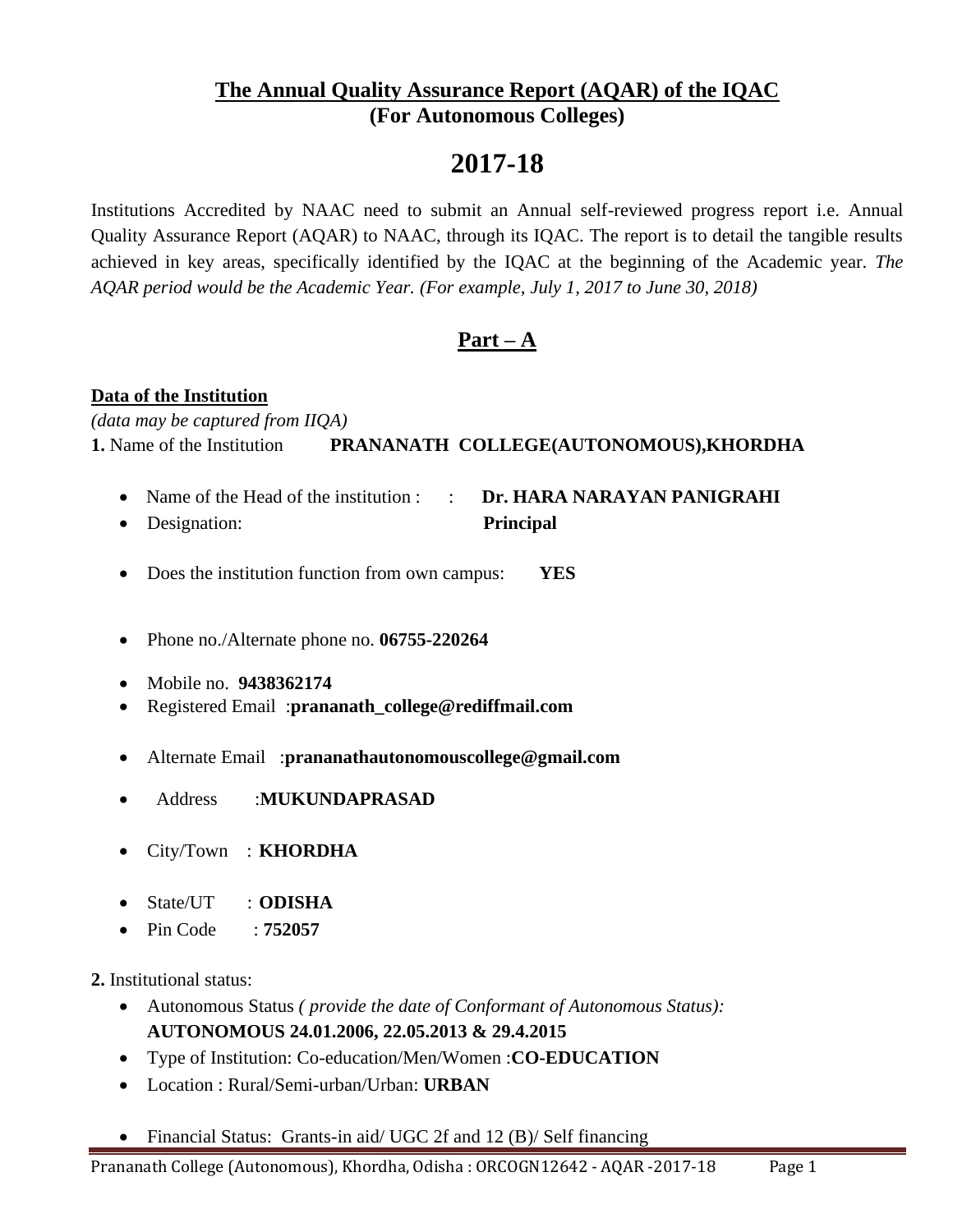# The Annual Quality Assurance Report (AQAR) of the IQAC
## (For Autonomous Colleges)

# 2017-18

Institutions Accredited by NAAC need to submit an Annual self-reviewed progress report i.e. Annual Quality Assurance Report (AQAR) to NAAC, through its IQAC. The report is to detail the tangible results achieved in key areas, specifically identified by the IQAC at the beginning of the Academic year. *The AQAR period would be the Academic Year. (For example, July 1, 2017 to June 30, 2018)*

## Part – A

**Data of the Institution**

*(data may be captured from IIQA)*

**1.** Name of the Institution **PRANANATH COLLEGE(AUTONOMOUS),KHORDHA**

- Name of the Head of the institution : : **Dr. HARA NARAYAN PANIGRAHI**
- Designation: **Principal**
- Does the institution function from own campus: **YES**
- Phone no./Alternate phone no. **06755-220264**
- Mobile no. **9438362174**
- Registered Email :**prananath_college@rediffmail.com**
- Alternate Email :**prananathautonomouscollege@gmail.com**
- Address :**MUKUNDAPRASAD**
- City/Town : **KHORDHA**
- State/UT : **ODISHA**
- Pin Code : **752057**

**2.** Institutional status:

- Autonomous Status *( provide the date of Conformant of Autonomous Status):* **AUTONOMOUS 24.01.2006, 22.05.2013 & 29.4.2015**
- Type of Institution: Co-education/Men/Women :**CO-EDUCATION**
- Location : Rural/Semi-urban/Urban: **URBAN**
- Financial Status: Grants-in aid/ UGC 2f and 12 (B)/ Self financing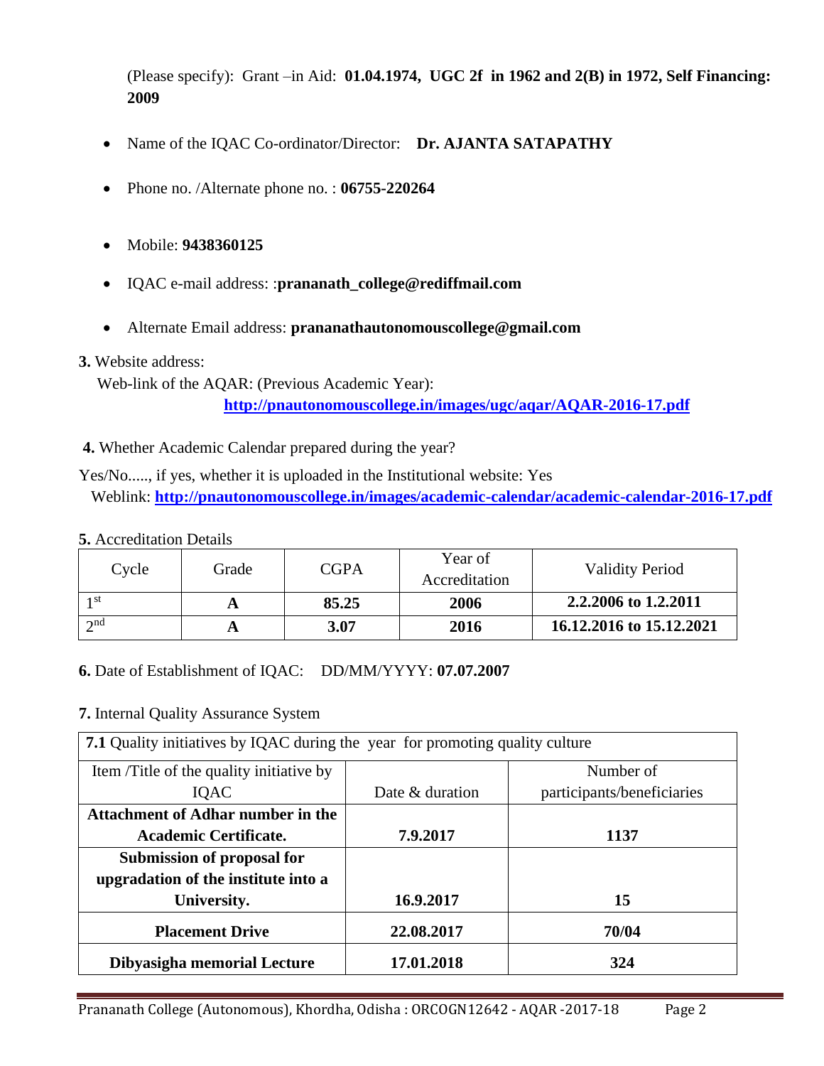(Please specify): Grant –in Aid: **01.04.1974, UGC 2f in 1962 and 2(B) in 1972, Self Financing: 2009**

- Name of the IQAC Co-ordinator/Director: **Dr. AJANTA SATAPATHY**
- Phone no. /Alternate phone no. : **06755-220264**
- Mobile: **9438360125**
- IQAC e-mail address: :**prananath_college@rediffmail.com**
- Alternate Email address: **prananathautonomouscollege@gmail.com**

**3.** Website address:

Web-link of the AQAR: (Previous Academic Year):
**http://pnautonomouscollege.in/images/ugc/aqar/AQAR-2016-17.pdf**

**4.** Whether Academic Calendar prepared during the year?

Yes/No....., if yes, whether it is uploaded in the Institutional website: Yes
Weblink: **http://pnautonomouscollege.in/images/academic-calendar/academic-calendar-2016-17.pdf**

**5.** Accreditation Details

| Cycle | Grade | CGPA | Year of Accreditation | Validity Period |
|---|---|---|---|---|
| 1st | **A** | **85.25** | **2006** | **2.2.2006 to 1.2.2011** |
| 2nd | **A** | **3.07** | **2016** | **16.12.2016 to 15.12.2021** |

**6.** Date of Establishment of IQAC: DD/MM/YYYY: **07.07.2007**

**7.** Internal Quality Assurance System

| **7.1** Quality initiatives by IQAC during the year for promoting quality culture | | |
|---|---|---|
| Item /Title of the quality initiative by IQAC | Date & duration | Number of participants/beneficiaries |
| **Attachment of Adhar number in the Academic Certificate.** | **7.9.2017** | **1137** |
| **Submission of proposal for upgradation of the institute into a University.** | **16.9.2017** | **15** |
| **Placement Drive** | **22.08.2017** | **70/04** |
| **Dibyasigha memorial Lecture** | **17.01.2018** | **324** |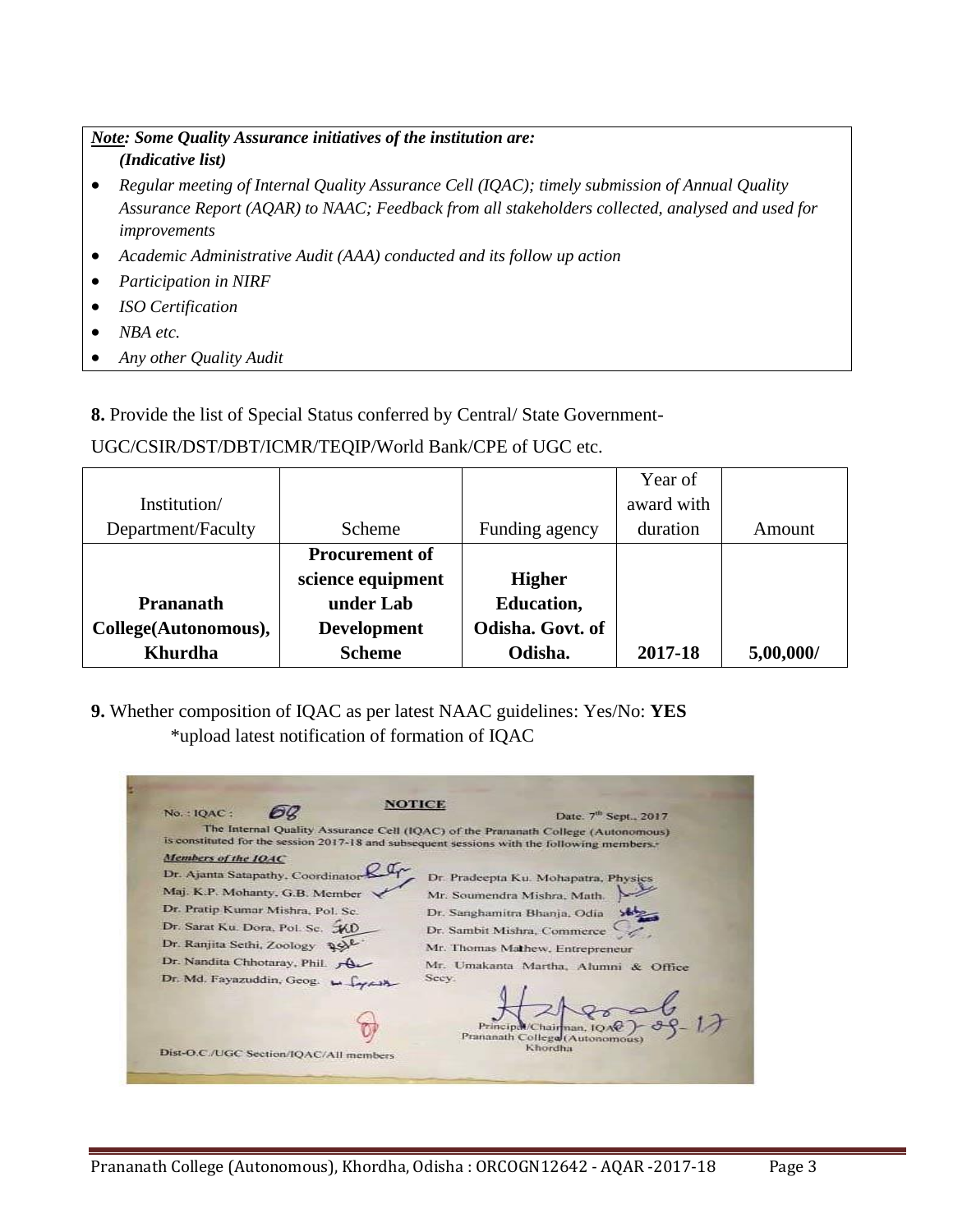***Note*: Some Quality Assurance initiatives of the institution are:**
***(Indicative list)***

- *Regular meeting of Internal Quality Assurance Cell (IQAC); timely submission of Annual Quality Assurance Report (AQAR) to NAAC; Feedback from all stakeholders collected, analysed and used for improvements*
- *Academic Administrative Audit (AAA) conducted and its follow up action*
- *Participation in NIRF*
- *ISO Certification*
- *NBA etc.*
- *Any other Quality Audit*

**8.** Provide the list of Special Status conferred by Central/ State Government- UGC/CSIR/DST/DBT/ICMR/TEQIP/World Bank/CPE of UGC etc.

| Institution/ Department/Faculty | Scheme | Funding agency | Year of award with duration | Amount |
|---|---|---|---|---|
| **Prananath College(Autonomous), Khurdha** | **Procurement of science equipment under Lab Development Scheme** | **Higher Education, Odisha. Govt. of Odisha.** | **2017-18** | **5,00,000/** |

**9.** Whether composition of IQAC as per latest NAAC guidelines: Yes/No: **YES**

*upload latest notification of formation of IQAC

No. : IQAC : 68

**NOTICE**

Date. 7th Sept., 2017

The Internal Quality Assurance Cell (IQAC) of the Prananath College (Autonomous) is constituted for the session 2017-18 and subsequent sessions with the following members:-

***Members of the IQAC***

- Dr. Ajanta Satapathy, Coordinator
- Maj. K.P. Mohanty, G.B. Member
- Dr. Pratip Kumar Mishra, Pol. Sc.
- Dr. Sarat Ku. Dora, Pol. Sc.
- Dr. Ranjita Sethi, Zoology
- Dr. Nandita Chhotaray, Phil.
- Dr. Md. Fayazuddin, Geog.
- Dr. Pradeepta Ku. Mohapatra, Physics
- Mr. Soumendra Mishra, Math.
- Dr. Sanghamitra Bhanja, Odia
- Dr. Sambit Mishra, Commerce
- Mr. Thomas Mathew, Entrepreneur
- Mr. Umakanta Martha, Alumni & Office Secy.

Principal/Chairman, IQAC
Prananath College (Autonomous)
Khordha

Dist-O.C./UGC Section/IQAC/All members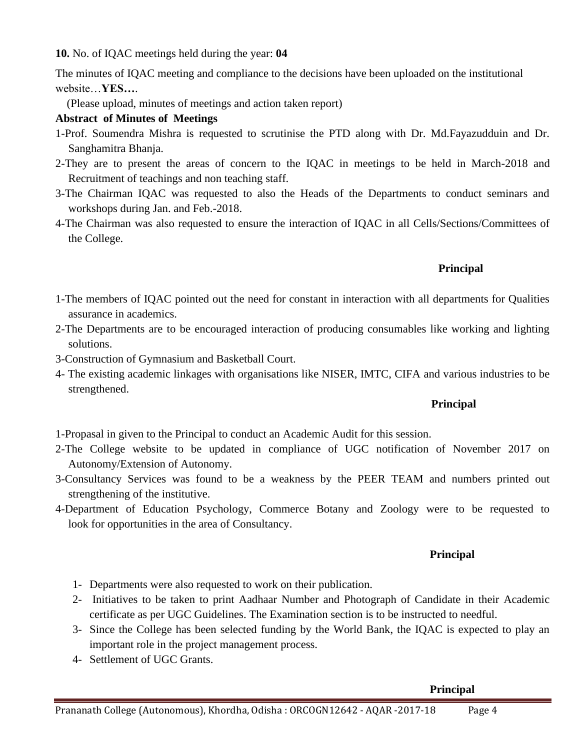**10.** No. of IQAC meetings held during the year: **04**

The minutes of IQAC meeting and compliance to the decisions have been uploaded on the institutional website…**YES…**.

(Please upload, minutes of meetings and action taken report)

**Abstract of Minutes of Meetings**

1-Prof. Soumendra Mishra is requested to scrutinise the PTD along with Dr. Md.Fayazudduin and Dr. Sanghamitra Bhanja.

2-They are to present the areas of concern to the IQAC in meetings to be held in March-2018 and Recruitment of teachings and non teaching staff.

3-The Chairman IQAC was requested to also the Heads of the Departments to conduct seminars and workshops during Jan. and Feb.-2018.

4-The Chairman was also requested to ensure the interaction of IQAC in all Cells/Sections/Committees of the College.

**Principal**

1-The members of IQAC pointed out the need for constant in interaction with all departments for Qualities assurance in academics.

2-The Departments are to be encouraged interaction of producing consumables like working and lighting solutions.

3-Construction of Gymnasium and Basketball Court.

4- The existing academic linkages with organisations like NISER, IMTC, CIFA and various industries to be strengthened.

**Principal**

1-Propasal in given to the Principal to conduct an Academic Audit for this session.

2-The College website to be updated in compliance of UGC notification of November 2017 on Autonomy/Extension of Autonomy.

3-Consultancy Services was found to be a weakness by the PEER TEAM and numbers printed out strengthening of the institutive.

4-Department of Education Psychology, Commerce Botany and Zoology were to be requested to look for opportunities in the area of Consultancy.

**Principal**

1- Departments were also requested to work on their publication.
2- Initiatives to be taken to print Aadhaar Number and Photograph of Candidate in their Academic certificate as per UGC Guidelines. The Examination section is to be instructed to needful.
3- Since the College has been selected funding by the World Bank, the IQAC is expected to play an important role in the project management process.
4- Settlement of UGC Grants.

**Principal**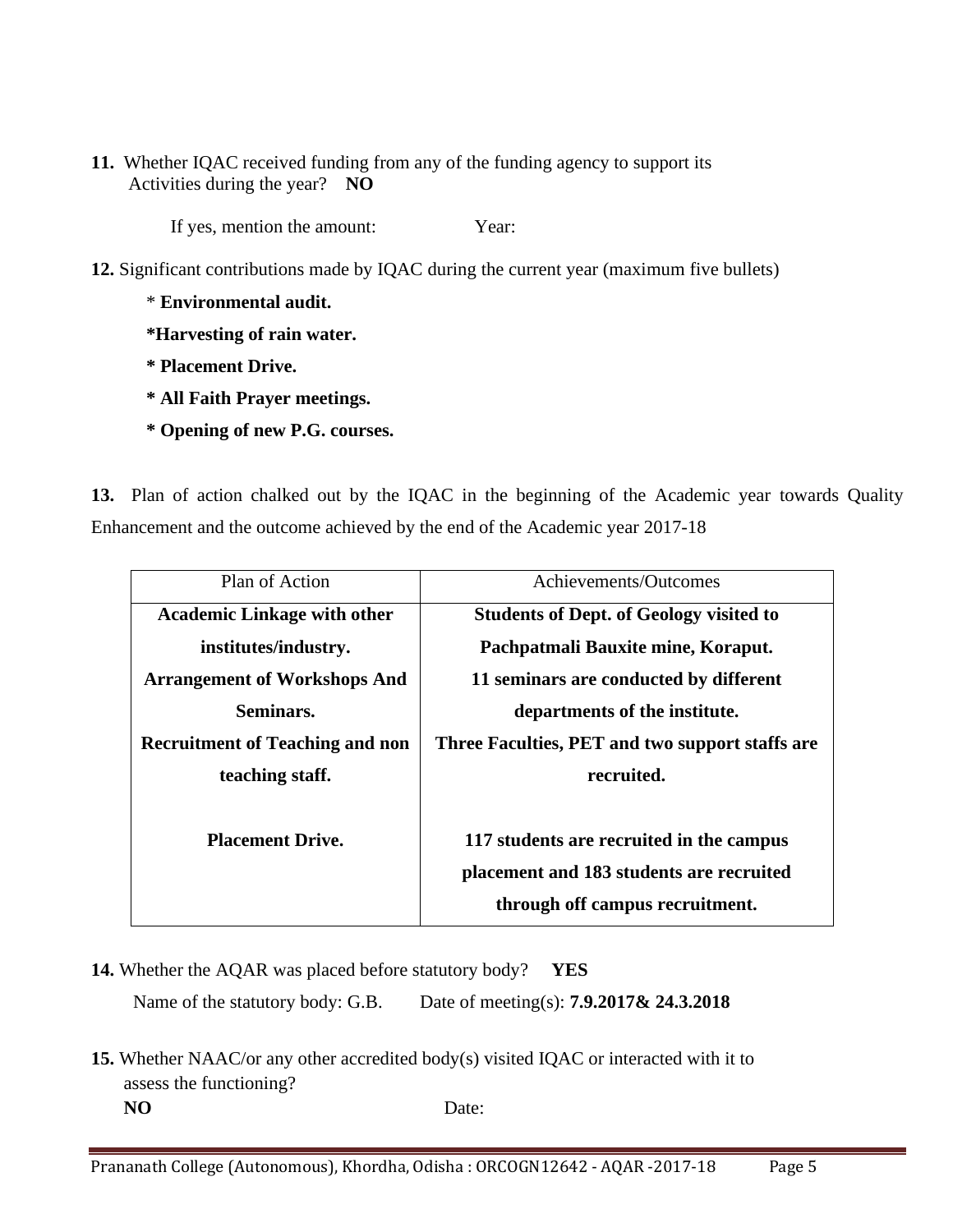**11.** Whether IQAC received funding from any of the funding agency to support its Activities during the year? **NO**

If yes, mention the amount: Year:

**12.** Significant contributions made by IQAC during the current year (maximum five bullets)

* **Environmental audit.**
* **Harvesting of rain water.**
* **Placement Drive.**
* **All Faith Prayer meetings.**
* **Opening of new P.G. courses.**

**13.** Plan of action chalked out by the IQAC in the beginning of the Academic year towards Quality Enhancement and the outcome achieved by the end of the Academic year 2017-18

| Plan of Action | Achievements/Outcomes |
|---|---|
| **Academic Linkage with other institutes/industry.** | **Students of Dept. of Geology visited to Pachpatmali Bauxite mine, Koraput.** |
| **Arrangement of Workshops And Seminars.** | **11 seminars are conducted by different departments of the institute.** |
| **Recruitment of Teaching and non teaching staff.** | **Three Faculties, PET and two support staffs are recruited.** |
| **Placement Drive.** | **117 students are recruited in the campus placement and 183 students are recruited through off campus recruitment.** |

**14.** Whether the AQAR was placed before statutory body? **YES**

Name of the statutory body: G.B. Date of meeting(s): **7.9.2017& 24.3.2018**

**15.** Whether NAAC/or any other accredited body(s) visited IQAC or interacted with it to assess the functioning?

**NO** Date: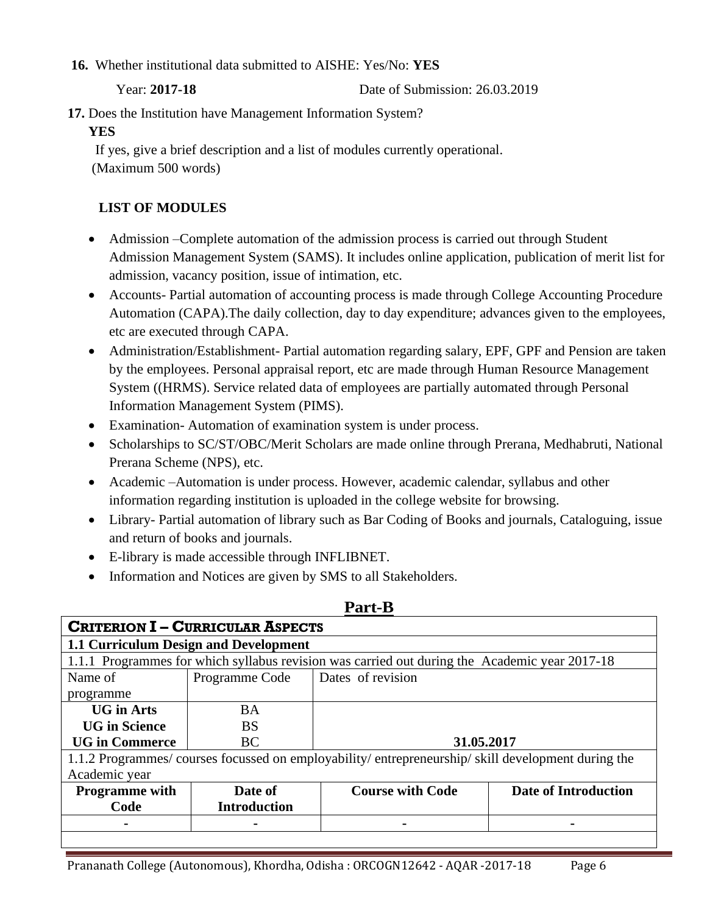**16.** Whether institutional data submitted to AISHE: Yes/No: **YES**

Year: **2017-18** Date of Submission: 26.03.2019

**17.** Does the Institution have Management Information System?

**YES**

If yes, give a brief description and a list of modules currently operational. (Maximum 500 words)

**LIST OF MODULES**

- Admission –Complete automation of the admission process is carried out through Student Admission Management System (SAMS). It includes online application, publication of merit list for admission, vacancy position, issue of intimation, etc.
- Accounts- Partial automation of accounting process is made through College Accounting Procedure Automation (CAPA).The daily collection, day to day expenditure; advances given to the employees, etc are executed through CAPA.
- Administration/Establishment- Partial automation regarding salary, EPF, GPF and Pension are taken by the employees. Personal appraisal report, etc are made through Human Resource Management System ((HRMS). Service related data of employees are partially automated through Personal Information Management System (PIMS).
- Examination- Automation of examination system is under process.
- Scholarships to SC/ST/OBC/Merit Scholars are made online through Prerana, Medhabruti, National Prerana Scheme (NPS), etc.
- Academic –Automation is under process. However, academic calendar, syllabus and other information regarding institution is uploaded in the college website for browsing.
- Library- Partial automation of library such as Bar Coding of Books and journals, Cataloguing, issue and return of books and journals.
- E-library is made accessible through INFLIBNET.
- Information and Notices are given by SMS to all Stakeholders.

## Part-B

### CRITERION I – CURRICULAR ASPECTS

**1.1 Curriculum Design and Development**

1.1.1 Programmes for which syllabus revision was carried out during the Academic year 2017-18

| Name of programme | Programme Code | Dates of revision |
|---|---|---|
| **UG in Arts** | BA | |
| **UG in Science** | BS | |
| **UG in Commerce** | BC | **31.05.2017** |

1.1.2 Programmes/ courses focussed on employability/ entrepreneurship/ skill development during the Academic year

| Programme with Code | Date of Introduction | Course with Code | Date of Introduction |
|---|---|---|---|
| - | - | - | - |
| | | | |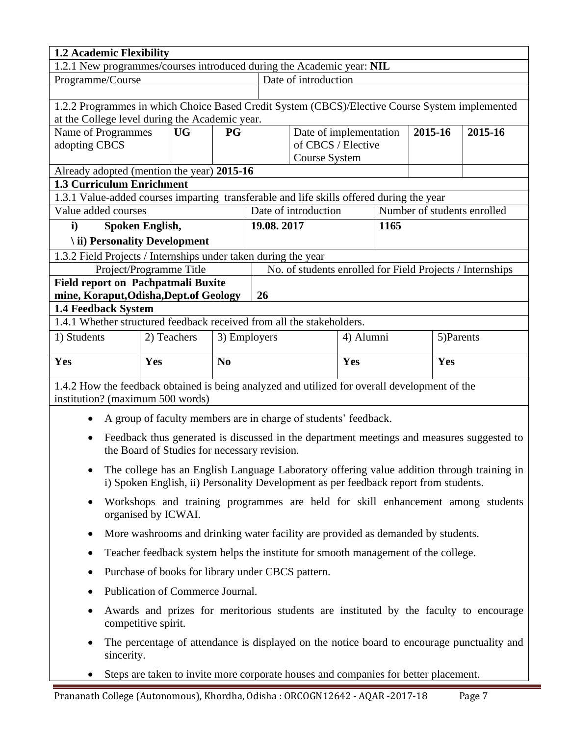**1.2 Academic Flexibility**

1.2.1 New programmes/courses introduced during the Academic year: **NIL**

| Programme/Course | Date of introduction |
|---|---|
| | |

1.2.2 Programmes in which Choice Based Credit System (CBCS)/Elective Course System implemented at the College level during the Academic year.

| Name of Programmes adopting CBCS | UG | PG | Date of implementation of CBCS / Elective Course System | 2015-16 | 2015-16 |
|---|---|---|---|---|---|
| Already adopted (mention the year) **2015-16** | | | | | |

**1.3 Curriculum Enrichment**

1.3.1 Value-added courses imparting transferable and life skills offered during the year

| Value added courses | Date of introduction | Number of students enrolled |
|---|---|---|
| **i) Spoken English,** <br> **\ ii) Personality Development** | **19.08. 2017** | **1165** |

1.3.2 Field Projects / Internships under taken during the year

| Project/Programme Title | No. of students enrolled for Field Projects / Internships |
|---|---|
| **Field report on Pachpatmali Buxite mine, Koraput,Odisha,Dept.of Geology** | **26** |

**1.4 Feedback System**

1.4.1 Whether structured feedback received from all the stakeholders.

| 1) Students | 2) Teachers | 3) Employers | 4) Alumni | 5)Parents |
|---|---|---|---|---|
| **Yes** | **Yes** | **No** | **Yes** | **Yes** |

1.4.2 How the feedback obtained is being analyzed and utilized for overall development of the institution? (maximum 500 words)

- A group of faculty members are in charge of students' feedback.
- Feedback thus generated is discussed in the department meetings and measures suggested to the Board of Studies for necessary revision.
- The college has an English Language Laboratory offering value addition through training in i) Spoken English, ii) Personality Development as per feedback report from students.
- Workshops and training programmes are held for skill enhancement among students organised by ICWAI.
- More washrooms and drinking water facility are provided as demanded by students.
- Teacher feedback system helps the institute for smooth management of the college.
- Purchase of books for library under CBCS pattern.
- Publication of Commerce Journal.
- Awards and prizes for meritorious students are instituted by the faculty to encourage competitive spirit.
- The percentage of attendance is displayed on the notice board to encourage punctuality and sincerity.
- Steps are taken to invite more corporate houses and companies for better placement.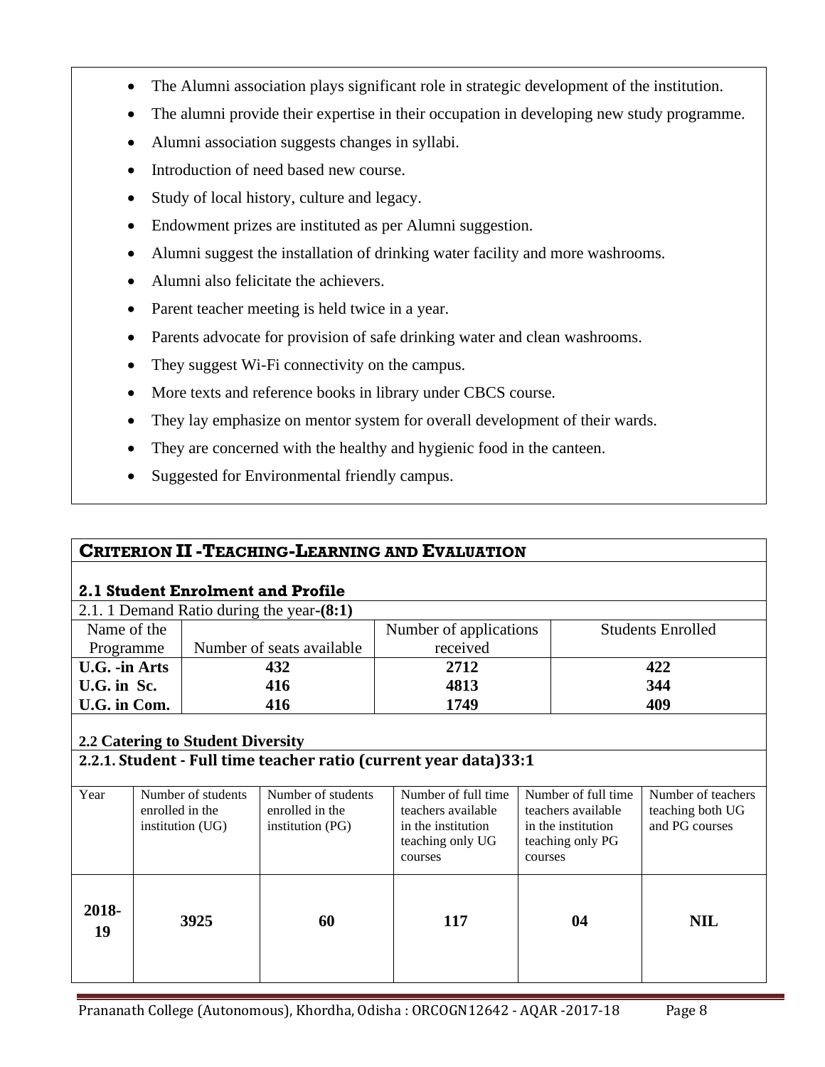- The Alumni association plays significant role in strategic development of the institution.
- The alumni provide their expertise in their occupation in developing new study programme.
- Alumni association suggests changes in syllabi.
- Introduction of need based new course.
- Study of local history, culture and legacy.
- Endowment prizes are instituted as per Alumni suggestion.
- Alumni suggest the installation of drinking water facility and more washrooms.
- Alumni also felicitate the achievers.
- Parent teacher meeting is held twice in a year.
- Parents advocate for provision of safe drinking water and clean washrooms.
- They suggest Wi-Fi connectivity on the campus.
- More texts and reference books in library under CBCS course.
- They lay emphasize on mentor system for overall development of their wards.
- They are concerned with the healthy and hygienic food in the canteen.
- Suggested for Environmental friendly campus.

## CRITERION II - TEACHING-LEARNING AND EVALUATION

### 2.1 Student Enrolment and Profile

2.1. 1 Demand Ratio during the year-**(8:1)**

| Name of the Programme | Number of seats available | Number of applications received | Students Enrolled |
|---|---|---|---|
| **U.G. -in Arts** | **432** | **2712** | **422** |
| **U.G. in Sc.** | **416** | **4813** | **344** |
| **U.G. in Com.** | **416** | **1749** | **409** |

### 2.2 Catering to Student Diversity

**2.2.1. Student - Full time teacher ratio (current year data)33:1**

| Year | Number of students enrolled in the institution (UG) | Number of students enrolled in the institution (PG) | Number of full time teachers available in the institution teaching only UG courses | Number of full time teachers available in the institution teaching only PG courses | Number of teachers teaching both UG and PG courses |
|---|---|---|---|---|---|
| **2018-19** | **3925** | **60** | **117** | **04** | **NIL** |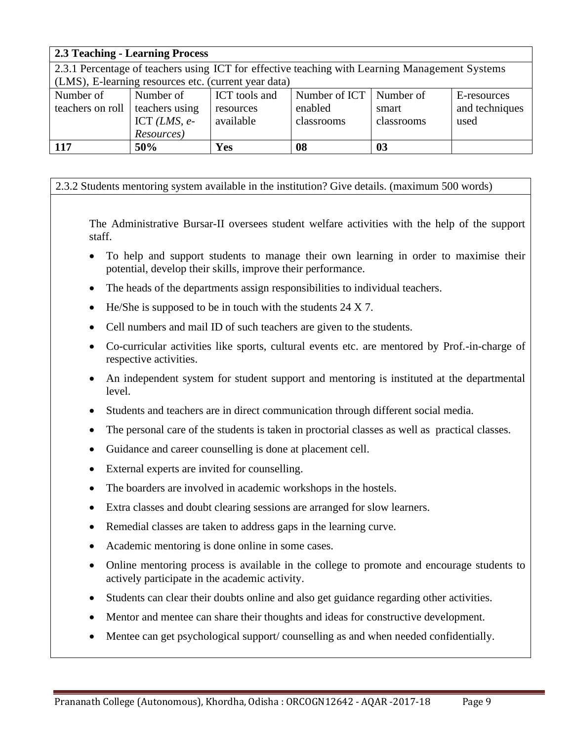**2.3 Teaching - Learning Process**

2.3.1 Percentage of teachers using ICT for effective teaching with Learning Management Systems (LMS), E-learning resources etc. (current year data)

| Number of teachers on roll | Number of teachers using ICT *(LMS, e-Resources)* | ICT tools and resources available | Number of ICT enabled classrooms | Number of smart classrooms | E-resources and techniques used |
|---|---|---|---|---|---|
| **117** | **50%** | **Yes** | **08** | **03** | |

2.3.2 Students mentoring system available in the institution? Give details. (maximum 500 words)

The Administrative Bursar-II oversees student welfare activities with the help of the support staff.

- To help and support students to manage their own learning in order to maximise their potential, develop their skills, improve their performance.
- The heads of the departments assign responsibilities to individual teachers.
- He/She is supposed to be in touch with the students 24 X 7.
- Cell numbers and mail ID of such teachers are given to the students.
- Co-curricular activities like sports, cultural events etc. are mentored by Prof.-in-charge of respective activities.
- An independent system for student support and mentoring is instituted at the departmental level.
- Students and teachers are in direct communication through different social media.
- The personal care of the students is taken in proctorial classes as well as practical classes.
- Guidance and career counselling is done at placement cell.
- External experts are invited for counselling.
- The boarders are involved in academic workshops in the hostels.
- Extra classes and doubt clearing sessions are arranged for slow learners.
- Remedial classes are taken to address gaps in the learning curve.
- Academic mentoring is done online in some cases.
- Online mentoring process is available in the college to promote and encourage students to actively participate in the academic activity.
- Students can clear their doubts online and also get guidance regarding other activities.
- Mentor and mentee can share their thoughts and ideas for constructive development.
- Mentee can get psychological support/ counselling as and when needed confidentially.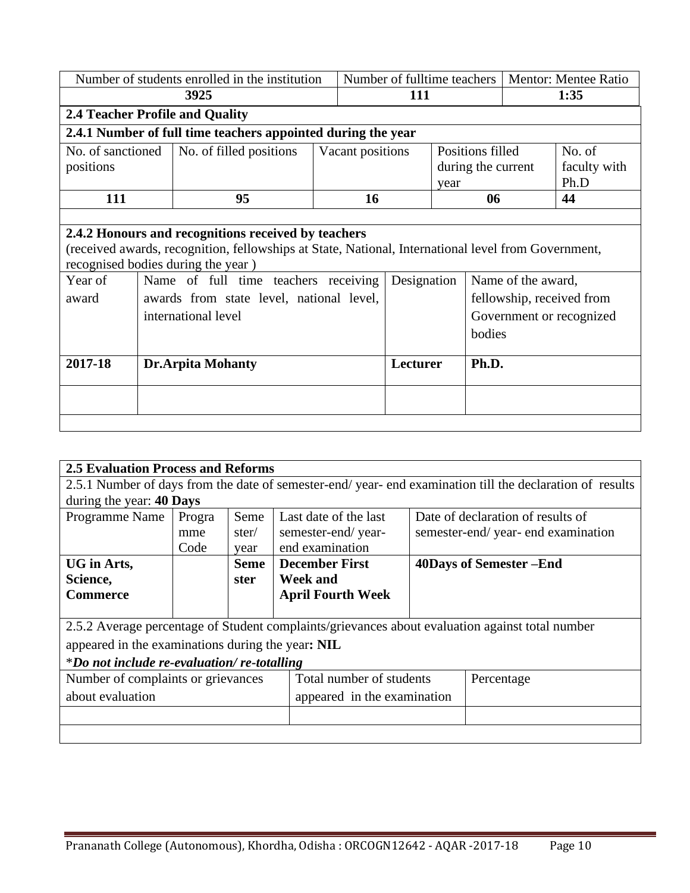| Number of students enrolled in the institution | Number of fulltime teachers | Mentor: Mentee Ratio |
|---|---|---|
| **3925** | **111** | **1:35** |

### 2.4 Teacher Profile and Quality

#### 2.4.1 Number of full time teachers appointed during the year

| No. of sanctioned positions | No. of filled positions | Vacant positions | Positions filled during the current year | No. of faculty with Ph.D |
|---|---|---|---|---|
| **111** | **95** | **16** | **06** | **44** |

#### 2.4.2 Honours and recognitions received by teachers

(received awards, recognition, fellowships at State, National, International level from Government, recognised bodies during the year )

| Year of award | Name of full time teachers receiving awards from state level, national level, international level | Designation | Name of the award, fellowship, received from Government or recognized bodies |
|---|---|---|---|
| **2017-18** | **Dr.Arpita Mohanty** | **Lecturer** | **Ph.D.** |
| | | | |

### 2.5 Evaluation Process and Reforms

2.5.1 Number of days from the date of semester-end/ year- end examination till the declaration of results during the year: **40 Days**

| Programme Name | Programme Code | Semester/ year | Last date of the last semester-end/ year-end examination | Date of declaration of results of semester-end/ year- end examination |
|---|---|---|---|---|
| **UG in Arts, Science, Commerce** | | **Semester** | **December First Week and April Fourth Week** | **40Days of Semester –End** |

2.5.2 Average percentage of Student complaints/grievances about evaluation against total number appeared in the examinations during the year**: NIL**

**Do not include re-evaluation/ re-totalling*

| Number of complaints or grievances about evaluation | Total number of students appeared in the examination | Percentage |
|---|---|---|
| | | |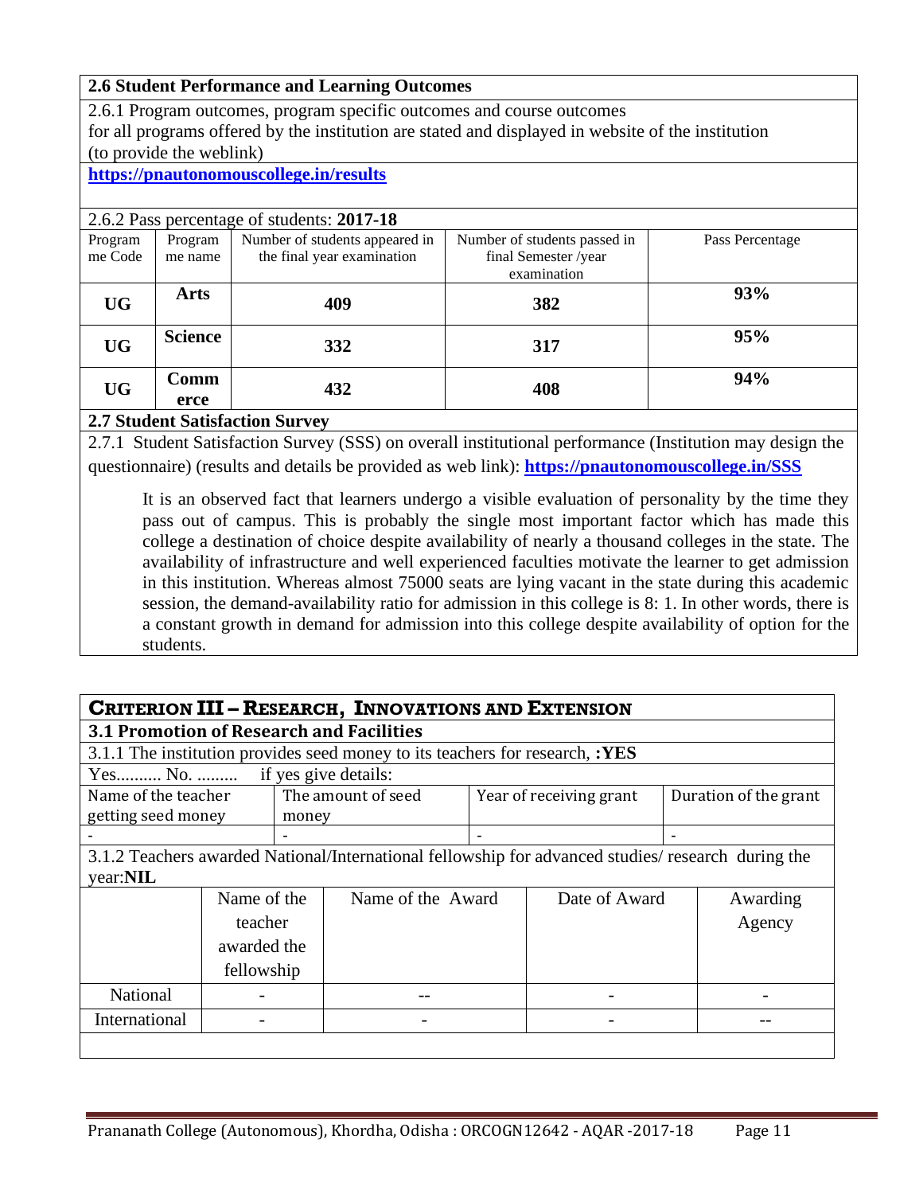### 2.6 Student Performance and Learning Outcomes

2.6.1 Program outcomes, program specific outcomes and course outcomes for all programs offered by the institution are stated and displayed in website of the institution (to provide the weblink)

**https://pnautonomouscollege.in/results**

2.6.2 Pass percentage of students: **2017-18**

| Programme Code | Programme name | Number of students appeared in the final year examination | Number of students passed in final Semester /year examination | Pass Percentage |
|---|---|---|---|---|
| **UG** | **Arts** | **409** | **382** | **93%** |
| **UG** | **Science** | **332** | **317** | **95%** |
| **UG** | **Commerce** | **432** | **408** | **94%** |

### 2.7 Student Satisfaction Survey

2.7.1 Student Satisfaction Survey (SSS) on overall institutional performance (Institution may design the questionnaire) (results and details be provided as web link): **https://pnautonomouscollege.in/SSS**

It is an observed fact that learners undergo a visible evaluation of personality by the time they pass out of campus. This is probably the single most important factor which has made this college a destination of choice despite availability of nearly a thousand colleges in the state. The availability of infrastructure and well experienced faculties motivate the learner to get admission in this institution. Whereas almost 75000 seats are lying vacant in the state during this academic session, the demand-availability ratio for admission in this college is 8: 1. In other words, there is a constant growth in demand for admission into this college despite availability of option for the students.

## CRITERION III – RESEARCH, INNOVATIONS AND EXTENSION

### 3.1 Promotion of Research and Facilities

3.1.1 The institution provides seed money to its teachers for research, **:YES**

Yes.......... No. ......... if yes give details:

| Name of the teacher getting seed money | The amount of seed money | Year of receiving grant | Duration of the grant |
|---|---|---|---|
| - | - | - | - |

3.1.2 Teachers awarded National/International fellowship for advanced studies/ research during the year:**NIL**

| | Name of the teacher awarded the fellowship | Name of the Award | Date of Award | Awarding Agency |
|---|---|---|---|---|
| National | - | -- | - | - |
| International | - | - | - | -- |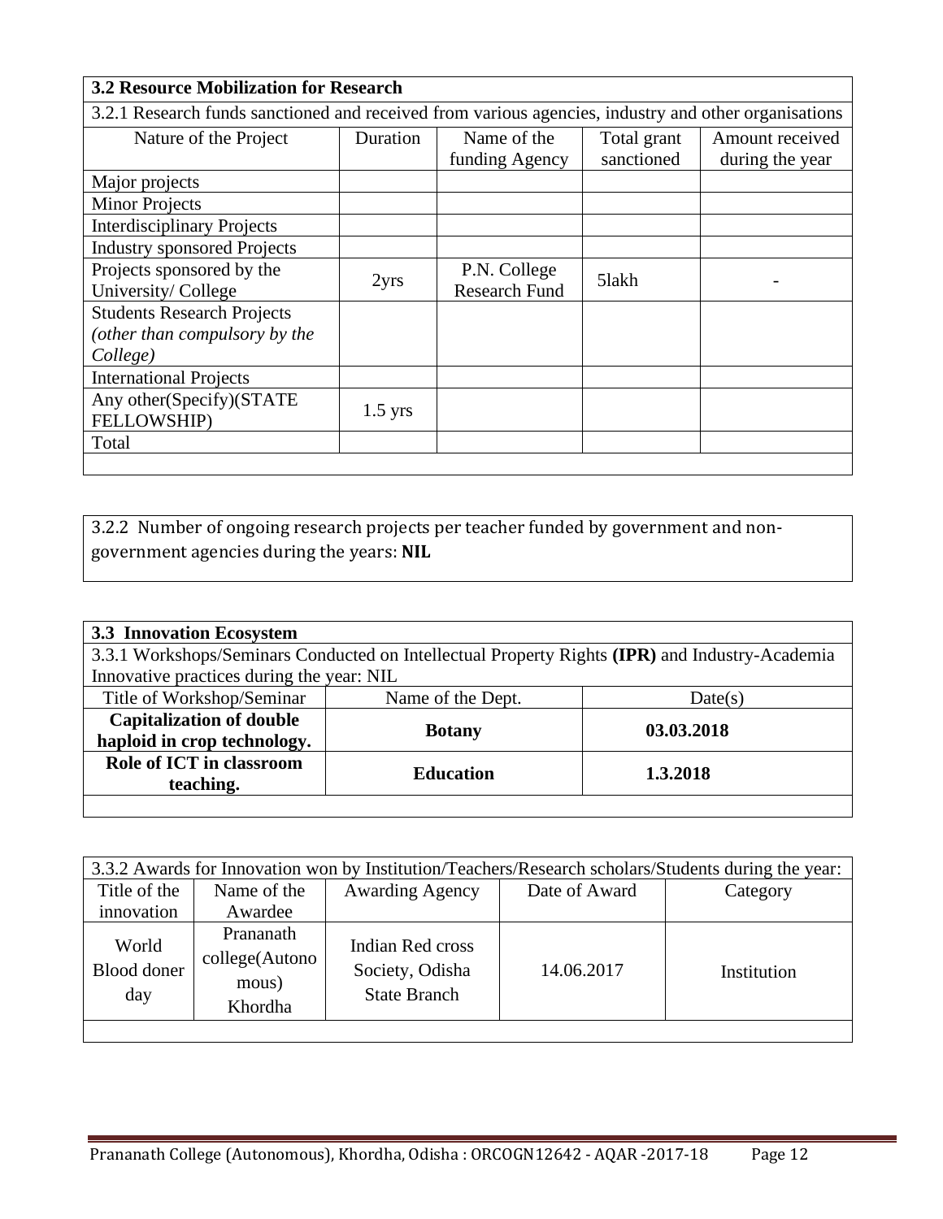| 3.2 Resource Mobilization for Research | | | | |
|---|---|---|---|---|
| 3.2.1 Research funds sanctioned and received from various agencies, industry and other organisations | | | | |
| Nature of the Project | Duration | Name of the funding Agency | Total grant sanctioned | Amount received during the year |
| Major projects | | | | |
| Minor Projects | | | | |
| Interdisciplinary Projects | | | | |
| Industry sponsored Projects | | | | |
| Projects sponsored by the University/ College | 2yrs | P.N. College Research Fund | 5lakh | - |
| Students Research Projects *(other than compulsory by the College)* | | | | |
| International Projects | | | | |
| Any other(Specify)(STATE FELLOWSHIP) | 1.5 yrs | | | |
| Total | | | | |

3.2.2 Number of ongoing research projects per teacher funded by government and non-government agencies during the years: **NIL**

| 3.3 Innovation Ecosystem | | |
|---|---|---|
| 3.3.1 Workshops/Seminars Conducted on Intellectual Property Rights **(IPR)** and Industry-Academia Innovative practices during the year: NIL | | |
| Title of Workshop/Seminar | Name of the Dept. | Date(s) |
| **Capitalization of double haploid in crop technology.** | **Botany** | **03.03.2018** |
| **Role of ICT in classroom teaching.** | **Education** | **1.3.2018** |

| 3.3.2 Awards for Innovation won by Institution/Teachers/Research scholars/Students during the year: | | | | |
|---|---|---|---|---|
| Title of the innovation | Name of the Awardee | Awarding Agency | Date of Award | Category |
| World Blood doner day | Prananath college(Autonomous) Khordha | Indian Red cross Society, Odisha State Branch | 14.06.2017 | Institution |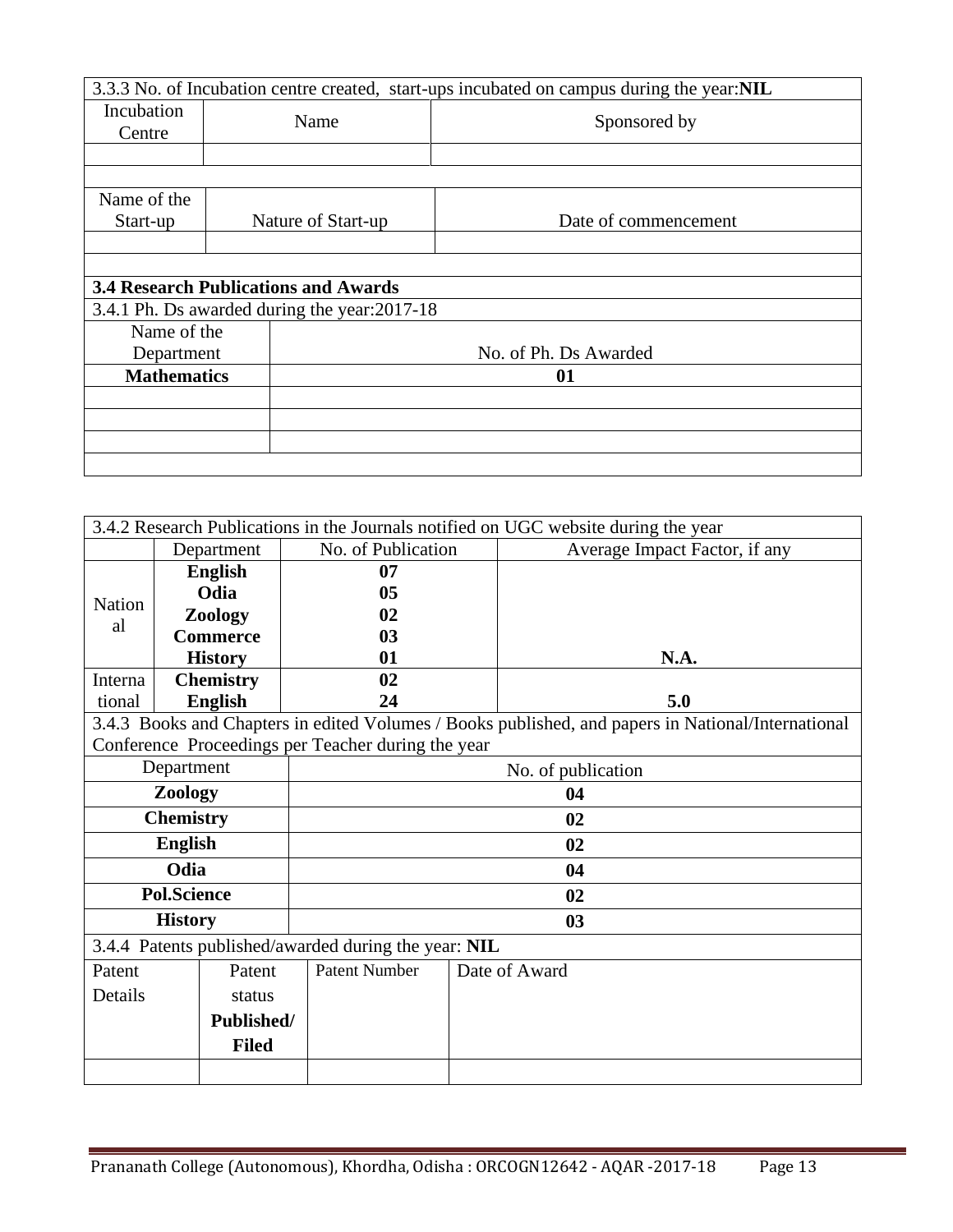3.3.3 No. of Incubation centre created, start-ups incubated on campus during the year: **NIL**

| Incubation Centre | Name | Sponsored by |
|---|---|---|
| | | |

| Name of the Start-up | Nature of Start-up | Date of commencement |
|---|---|---|
| | | |

**3.4 Research Publications and Awards**

3.4.1 Ph. Ds awarded during the year: 2017-18

| Name of the Department | No. of Ph. Ds Awarded |
|---|---|
| **Mathematics** | **01** |
| | |
| | |
| | |

3.4.2 Research Publications in the Journals notified on UGC website during the year

| | Department | No. of Publication | Average Impact Factor, if any |
|---|---|---|---|
| National | **English** | **07** | |
| | **Odia** | **05** | |
| | **Zoology** | **02** | |
| | **Commerce** | **03** | |
| | **History** | **01** | **N.A.** |
| International | **Chemistry** | **02** | |
| | **English** | **24** | **5.0** |

3.4.3 Books and Chapters in edited Volumes / Books published, and papers in National/International Conference Proceedings per Teacher during the year

| Department | No. of publication |
|---|---|
| **Zoology** | **04** |
| **Chemistry** | **02** |
| **English** | **02** |
| **Odia** | **04** |
| **Pol.Science** | **02** |
| **History** | **03** |

3.4.4 Patents published/awarded during the year: **NIL**

| Patent Details | Patent status **Published/ Filed** | Patent Number | Date of Award |
|---|---|---|---|
| | | | |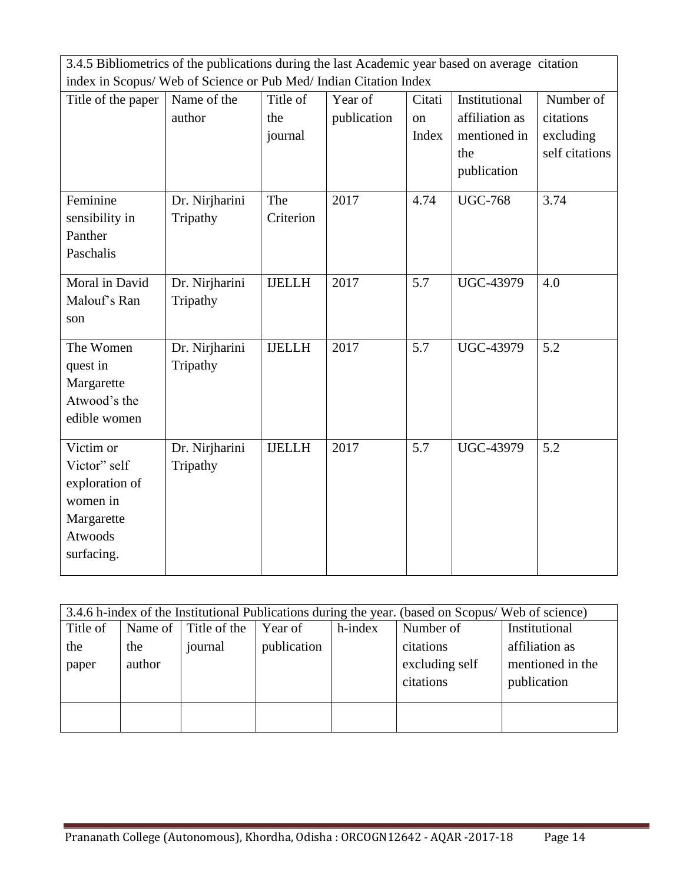| 3.4.5 Bibliometrics of the publications during the last Academic year based on average citation index in Scopus/ Web of Science or Pub Med/ Indian Citation Index | | | | | | |
|---|---|---|---|---|---|---|
| Title of the paper | Name of the author | Title of the journal | Year of publication | Citation Index | Institutional affiliation as mentioned in the publication | Number of citations excluding self citations |
| Feminine sensibility in Panther Paschalis | Dr. Nirjharini Tripathy | The Criterion | 2017 | 4.74 | UGC-768 | 3.74 |
| Moral in David Malouf's Ran son | Dr. Nirjharini Tripathy | IJELLH | 2017 | 5.7 | UGC-43979 | 4.0 |
| The Women quest in Margarette Atwood's the edible women | Dr. Nirjharini Tripathy | IJELLH | 2017 | 5.7 | UGC-43979 | 5.2 |
| Victim or Victor" self exploration of women in Margarette Atwoods surfacing. | Dr. Nirjharini Tripathy | IJELLH | 2017 | 5.7 | UGC-43979 | 5.2 |

| 3.4.6 h-index of the Institutional Publications during the year. (based on Scopus/ Web of science) | | | | | | |
|---|---|---|---|---|---|---|
| Title of the paper | Name of the author | Title of the journal | Year of publication | h-index | Number of citations excluding self citations | Institutional affiliation as mentioned in the publication |
| | | | | | | |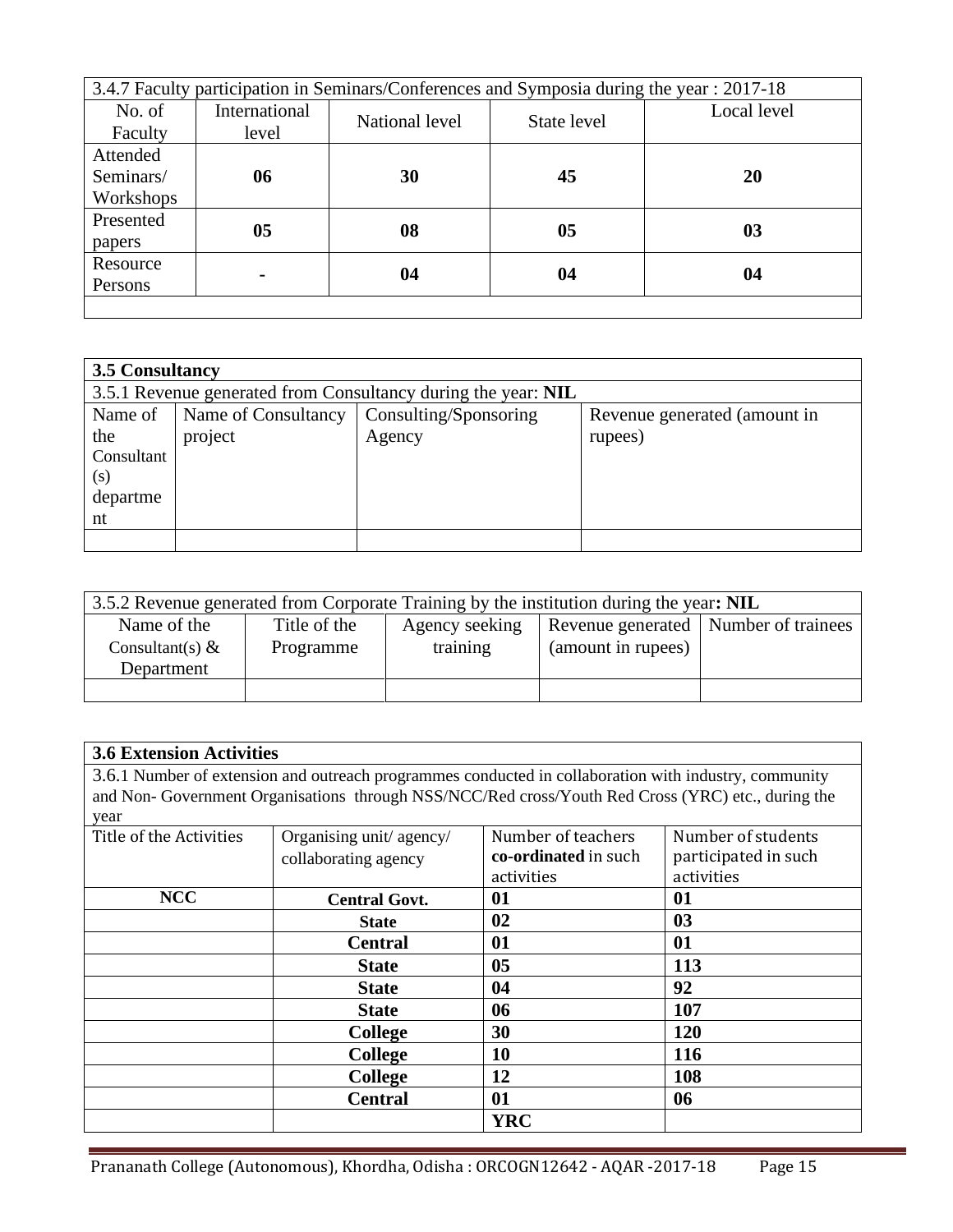| 3.4.7 Faculty participation in Seminars/Conferences and Symposia during the year : 2017-18 | | | | |
|---|---|---|---|---|
| No. of Faculty | International level | National level | State level | Local level |
| Attended Seminars/ Workshops | **06** | **30** | **45** | **20** |
| Presented papers | **05** | **08** | **05** | **03** |
| Resource Persons | **-** | **04** | **04** | **04** |
| | | | | |

| **3.5 Consultancy** | | | |
|---|---|---|---|
| 3.5.1 Revenue generated from Consultancy during the year: **NIL** | | | |
| Name of the Consultant (s) department | Name of Consultancy project | Consulting/Sponsoring Agency | Revenue generated (amount in rupees) |
| | | | |

| 3.5.2 Revenue generated from Corporate Training by the institution during the year**: NIL** | | | | |
|---|---|---|---|---|
| Name of the Consultant(s) & Department | Title of the Programme | Agency seeking training | Revenue generated (amount in rupees) | Number of trainees |
| | | | | |

| **3.6 Extension Activities** | | | |
|---|---|---|---|
| 3.6.1 Number of extension and outreach programmes conducted in collaboration with industry, community and Non- Government Organisations through NSS/NCC/Red cross/Youth Red Cross (YRC) etc., during the year | | | |
| Title of the Activities | Organising unit/ agency/ collaborating agency | Number of teachers **co-ordinated** in such activities | Number of students participated in such activities |
| **NCC** | **Central Govt.** | **01** | **01** |
| | **State** | **02** | **03** |
| | **Central** | **01** | **01** |
| | **State** | **05** | **113** |
| | **State** | **04** | **92** |
| | **State** | **06** | **107** |
| | **College** | **30** | **120** |
| | **College** | **10** | **116** |
| | **College** | **12** | **108** |
| | **Central** | **01** | **06** |
| | | **YRC** | |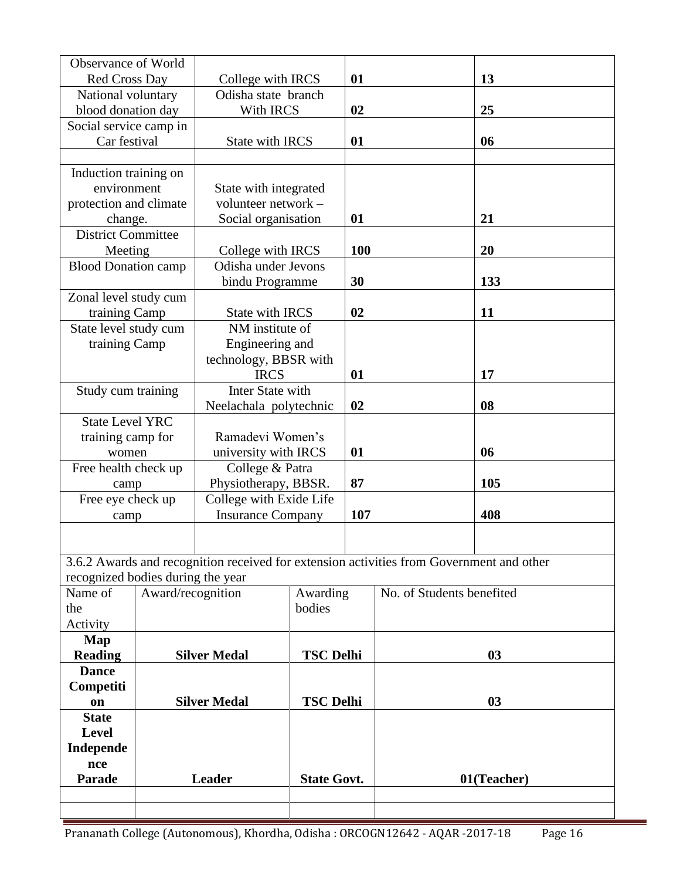| | | | |
|---|---|---|---|
| Observance of World Red Cross Day | College with IRCS | **01** | **13** |
| National voluntary blood donation day | Odisha state branch With IRCS | **02** | **25** |
| Social service camp in Car festival | State with IRCS | **01** | **06** |
| | | | |
| Induction training on environment protection and climate change. | State with integrated volunteer network – Social organisation | **01** | **21** |
| District Committee Meeting | College with IRCS | **100** | **20** |
| Blood Donation camp | Odisha under Jevons bindu Programme | **30** | **133** |
| Zonal level study cum training Camp | State with IRCS | **02** | **11** |
| State level study cum training Camp | NM institute of Engineering and technology, BBSR with IRCS | **01** | **17** |
| Study cum training | Inter State with Neelachala polytechnic | **02** | **08** |
| State Level YRC training camp for women | Ramadevi Women's university with IRCS | **01** | **06** |
| Free health check up camp | College & Patra Physiotherapy, BBSR. | **87** | **105** |
| Free eye check up camp | College with Exide Life Insurance Company | **107** | **408** |
| | | | |

3.6.2 Awards and recognition received for extension activities from Government and other recognized bodies during the year

| Name of the Activity | Award/recognition | Awarding bodies | No. of Students benefited |
|---|---|---|---|
| **Map Reading** | **Silver Medal** | **TSC Delhi** | **03** |
| **Dance Competition** | **Silver Medal** | **TSC Delhi** | **03** |
| **State Level Independence Parade** | **Leader** | **State Govt.** | **01(Teacher)** |
| | | | |
| | | | |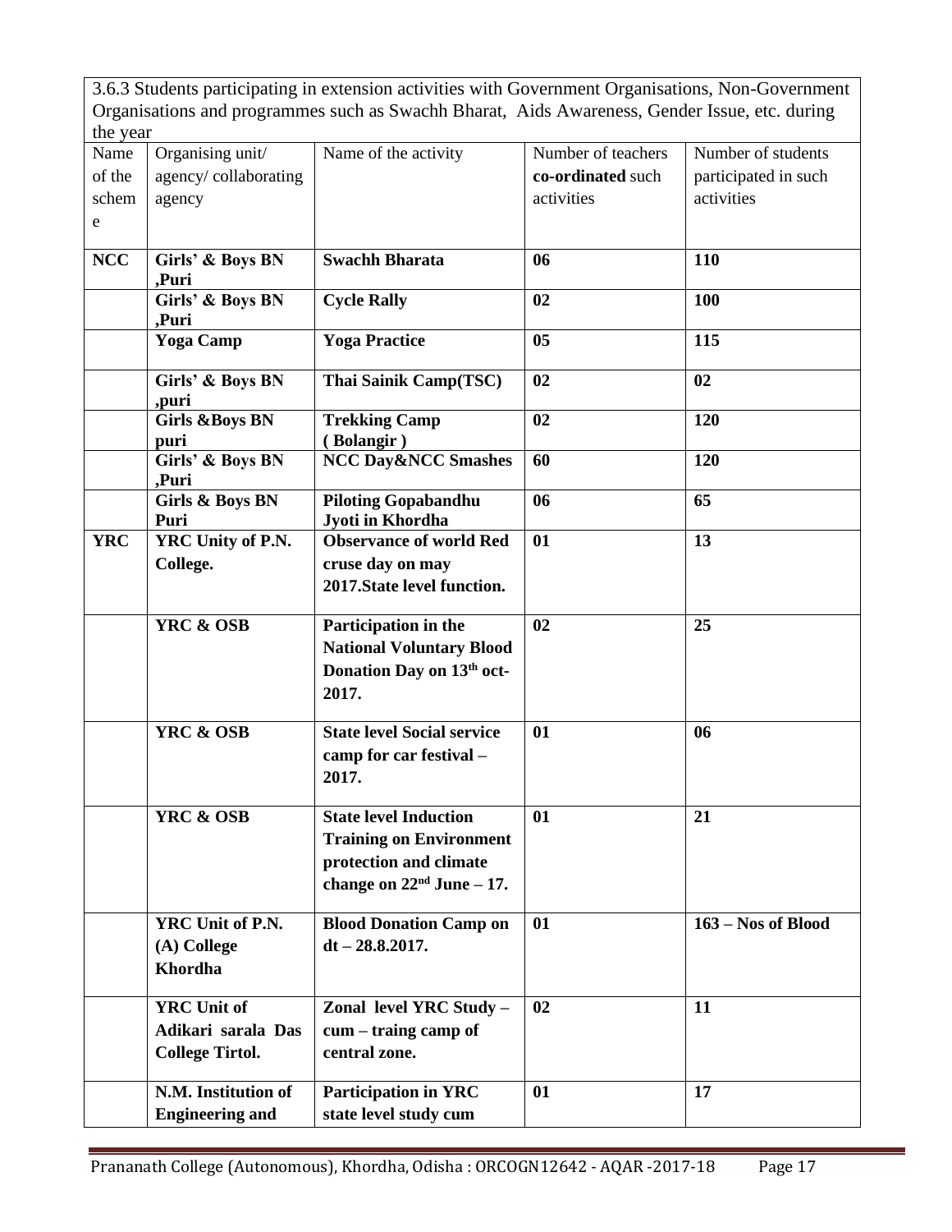3.6.3 Students participating in extension activities with Government Organisations, Non-Government Organisations and programmes such as Swachh Bharat, Aids Awareness, Gender Issue, etc. during the year

| Name of the scheme | Organising unit/ agency/ collaborating agency | Name of the activity | Number of teachers **co-ordinated** such activities | Number of students participated in such activities |
|---|---|---|---|---|
| **NCC** | **Girls' & Boys BN ,Puri** | **Swachh Bharata** | **06** | **110** |
| | **Girls' & Boys BN ,Puri** | **Cycle Rally** | **02** | **100** |
| | **Yoga Camp** | **Yoga Practice** | **05** | **115** |
| | **Girls' & Boys BN ,puri** | **Thai Sainik Camp(TSC)** | **02** | **02** |
| | **Girls &Boys BN puri** | **Trekking Camp ( Bolangir )** | **02** | **120** |
| | **Girls' & Boys BN ,Puri** | **NCC Day&NCC Smashes** | **60** | **120** |
| | **Girls & Boys BN Puri** | **Piloting Gopabandhu Jyoti in Khordha** | **06** | **65** |
| **YRC** | **YRC Unity of P.N. College.** | **Observance of world Red cruse day on may 2017.State level function.** | **01** | **13** |
| | **YRC & OSB** | **Participation in the National Voluntary Blood Donation Day on 13th oct-2017.** | **02** | **25** |
| | **YRC & OSB** | **State level Social service camp for car festival – 2017.** | **01** | **06** |
| | **YRC & OSB** | **State level Induction Training on Environment protection and climate change on 22nd June – 17.** | **01** | **21** |
| | **YRC Unit of P.N. (A) College Khordha** | **Blood Donation Camp on dt – 28.8.2017.** | **01** | **163 – Nos of Blood** |
| | **YRC Unit of Adikari sarala Das College Tirtol.** | **Zonal level YRC Study – cum – traing camp of central zone.** | **02** | **11** |
| | **N.M. Institution of Engineering and** | **Participation in YRC state level study cum** | **01** | **17** |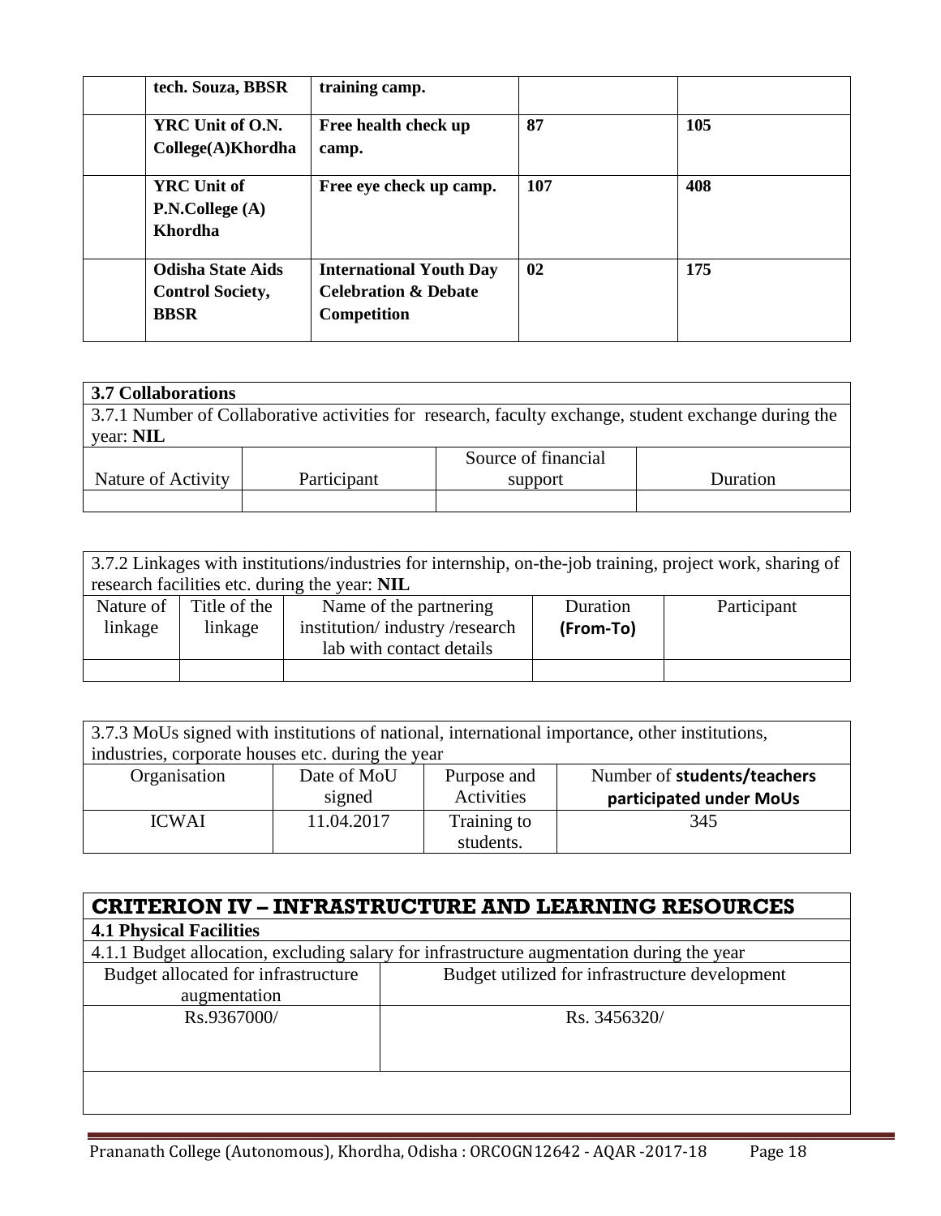| | tech. Souza, BBSR | training camp. | | |
|---|---|---|---|---|
| | **YRC Unit of O.N. College(A)Khordha** | **Free health check up camp.** | **87** | **105** |
| | **YRC Unit of P.N.College (A) Khordha** | **Free eye check up camp.** | **107** | **408** |
| | **Odisha State Aids Control Society, BBSR** | **International Youth Day Celebration & Debate Competition** | **02** | **175** |

**3.7 Collaborations**

3.7.1 Number of Collaborative activities for research, faculty exchange, student exchange during the year: **NIL**

| Nature of Activity | Participant | Source of financial support | Duration |
|---|---|---|---|
| | | | |

3.7.2 Linkages with institutions/industries for internship, on-the-job training, project work, sharing of research facilities etc. during the year: **NIL**

| Nature of linkage | Title of the linkage | Name of the partnering institution/ industry /research lab with contact details | Duration (From-To) | Participant |
|---|---|---|---|---|
| | | | | |

3.7.3 MoUs signed with institutions of national, international importance, other institutions, industries, corporate houses etc. during the year

| Organisation | Date of MoU signed | Purpose and Activities | Number of **students/teachers participated under MoUs** |
|---|---|---|---|
| ICWAI | 11.04.2017 | Training to students. | 345 |

# CRITERION IV – INFRASTRUCTURE AND LEARNING RESOURCES

**4.1 Physical Facilities**

4.1.1 Budget allocation, excluding salary for infrastructure augmentation during the year

| Budget allocated for infrastructure augmentation | Budget utilized for infrastructure development |
|---|---|
| Rs.9367000/ | Rs. 3456320/ |
| | |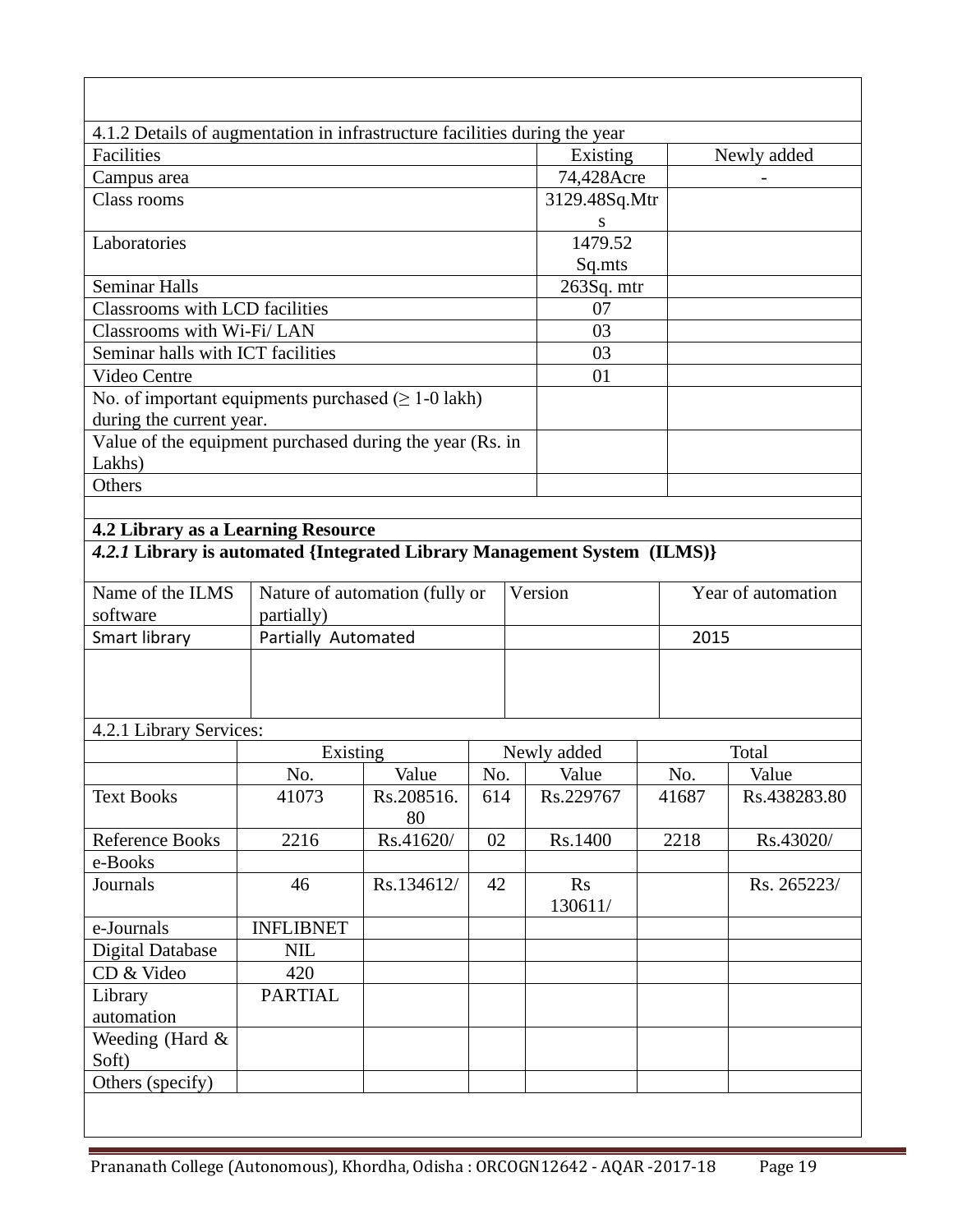4.1.2 Details of augmentation in infrastructure facilities during the year

| Facilities | Existing | Newly added |
|---|---|---|
| Campus area | 74,428Acre | - |
| Class rooms | 3129.48Sq.Mtrs | |
| Laboratories | 1479.52 Sq.mts | |
| Seminar Halls | 263Sq. mtr | |
| Classrooms with LCD facilities | 07 | |
| Classrooms with Wi-Fi/ LAN | 03 | |
| Seminar halls with ICT facilities | 03 | |
| Video Centre | 01 | |
| No. of important equipments purchased (≥ 1-0 lakh) during the current year. | | |
| Value of the equipment purchased during the year (Rs. in Lakhs) | | |
| Others | | |

**4.2 Library as a Learning Resource**

***4.2.1* Library is automated {Integrated Library Management System (ILMS)}**

| Name of the ILMS software | Nature of automation (fully or partially) | Version | Year of automation |
|---|---|---|---|
| Smart library | Partially Automated | | 2015 |
| | | | |

4.2.1 Library Services:

| | Existing | | Newly added | | Total | |
|---|---|---|---|---|---|---|
| | No. | Value | No. | Value | No. | Value |
| Text Books | 41073 | Rs.208516.80 | 614 | Rs.229767 | 41687 | Rs.438283.80 |
| Reference Books | 2216 | Rs.41620/ | 02 | Rs.1400 | 2218 | Rs.43020/ |
| e-Books | | | | | | |
| Journals | 46 | Rs.134612/ | 42 | Rs 130611/ | | Rs. 265223/ |
| e-Journals | INFLIBNET | | | | | |
| Digital Database | NIL | | | | | |
| CD & Video | 420 | | | | | |
| Library automation | PARTIAL | | | | | |
| Weeding (Hard & Soft) | | | | | | |
| Others (specify) | | | | | | |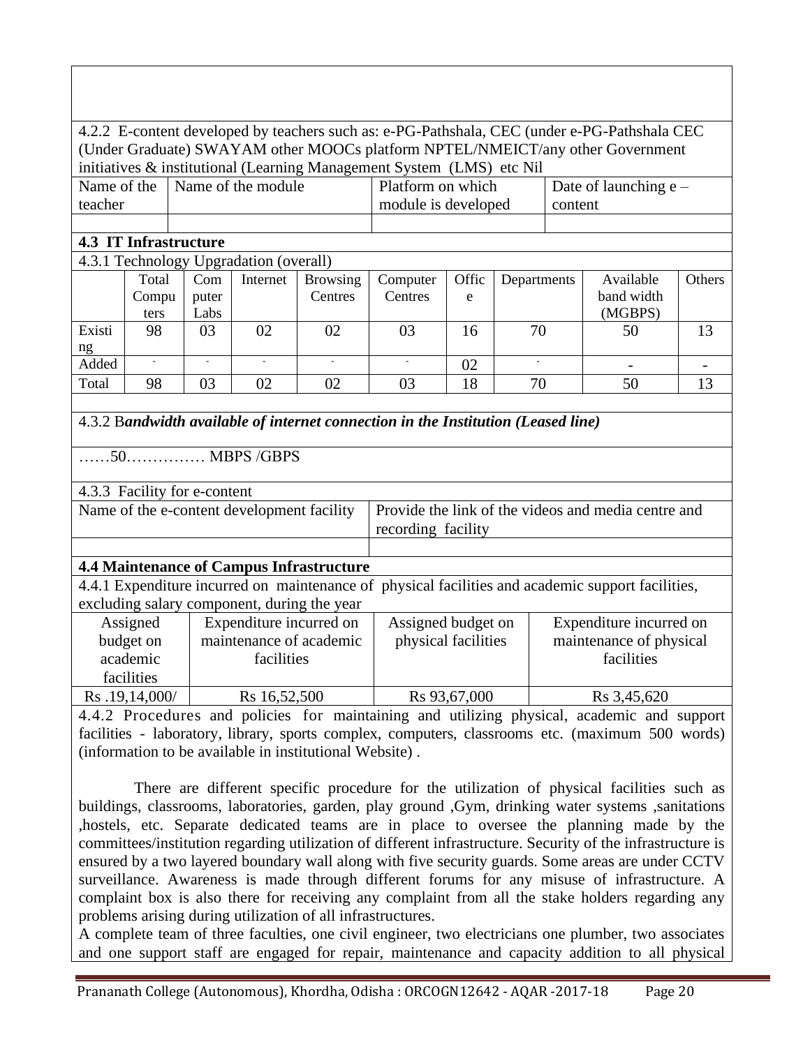4.2.2 E-content developed by teachers such as: e-PG-Pathshala, CEC (under e-PG-Pathshala CEC (Under Graduate) SWAYAM other MOOCs platform NPTEL/NMEICT/any other Government initiatives & institutional (Learning Management System (LMS) etc Nil

| Name of the teacher | Name of the module | Platform on which module is developed | Date of launching e – content |
|---|---|---|---|
| | | | |

**4.3 IT Infrastructure**

4.3.1 Technology Upgradation (overall)

| | Total Computers | Computer Labs | Internet | Browsing Centres | Computer Centres | Office | Departments | Available band width (MGBPS) | Others |
|---|---|---|---|---|---|---|---|---|---|
| Existing | 98 | 03 | 02 | 02 | 03 | 16 | 70 | 50 | 13 |
| Added | - | - | - | - | - | 02 | - | - | - |
| Total | 98 | 03 | 02 | 02 | 03 | 18 | 70 | 50 | 13 |

4.3.2 B*andwidth available of internet connection in the Institution (Leased line)*

……50…………… MBPS /GBPS

4.3.3 Facility for e-content

| Name of the e-content development facility | Provide the link of the videos and media centre and recording facility |
|---|---|
| | |

**4.4 Maintenance of Campus Infrastructure**

4.4.1 Expenditure incurred on maintenance of physical facilities and academic support facilities, excluding salary component, during the year

| Assigned budget on academic facilities | Expenditure incurred on maintenance of academic facilities | Assigned budget on physical facilities | Expenditure incurred on maintenance of physical facilities |
|---|---|---|---|
| Rs .19,14,000/ | Rs 16,52,500 | Rs 93,67,000 | Rs 3,45,620 |

4.4.2 Procedures and policies for maintaining and utilizing physical, academic and support facilities - laboratory, library, sports complex, computers, classrooms etc. (maximum 500 words) (information to be available in institutional Website) .

There are different specific procedure for the utilization of physical facilities such as buildings, classrooms, laboratories, garden, play ground ,Gym, drinking water systems ,sanitations ,hostels, etc. Separate dedicated teams are in place to oversee the planning made by the committees/institution regarding utilization of different infrastructure. Security of the infrastructure is ensured by a two layered boundary wall along with five security guards. Some areas are under CCTV surveillance. Awareness is made through different forums for any misuse of infrastructure. A complaint box is also there for receiving any complaint from all the stake holders regarding any problems arising during utilization of all infrastructures.

A complete team of three faculties, one civil engineer, two electricians one plumber, two associates and one support staff are engaged for repair, maintenance and capacity addition to all physical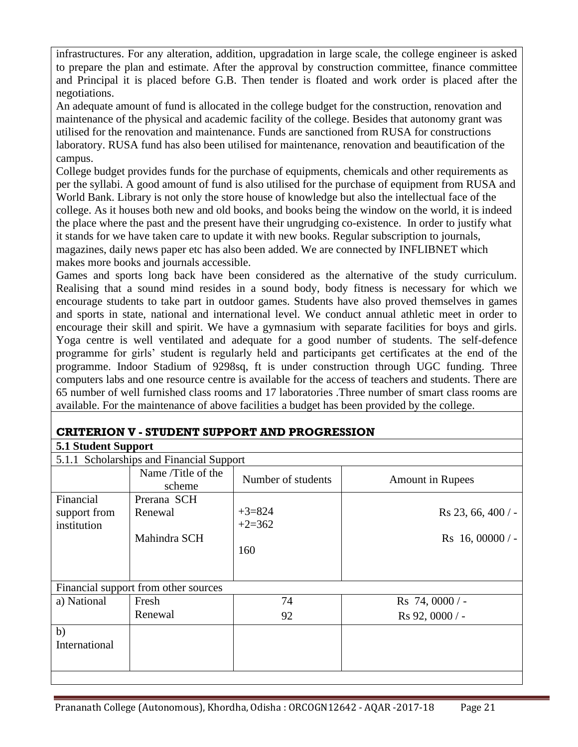infrastructures. For any alteration, addition, upgradation in large scale, the college engineer is asked to prepare the plan and estimate. After the approval by construction committee, finance committee and Principal it is placed before G.B. Then tender is floated and work order is placed after the negotiations.

An adequate amount of fund is allocated in the college budget for the construction, renovation and maintenance of the physical and academic facility of the college. Besides that autonomy grant was utilised for the renovation and maintenance. Funds are sanctioned from RUSA for constructions laboratory. RUSA fund has also been utilised for maintenance, renovation and beautification of the campus.

College budget provides funds for the purchase of equipments, chemicals and other requirements as per the syllabi. A good amount of fund is also utilised for the purchase of equipment from RUSA and World Bank. Library is not only the store house of knowledge but also the intellectual face of the college. As it houses both new and old books, and books being the window on the world, it is indeed the place where the past and the present have their ungrudging co-existence. In order to justify what it stands for we have taken care to update it with new books. Regular subscription to journals, magazines, daily news paper etc has also been added. We are connected by INFLIBNET which makes more books and journals accessible.

Games and sports long back have been considered as the alternative of the study curriculum. Realising that a sound mind resides in a sound body, body fitness is necessary for which we encourage students to take part in outdoor games. Students have also proved themselves in games and sports in state, national and international level. We conduct annual athletic meet in order to encourage their skill and spirit. We have a gymnasium with separate facilities for boys and girls. Yoga centre is well ventilated and adequate for a good number of students. The self-defence programme for girls' student is regularly held and participants get certificates at the end of the programme. Indoor Stadium of 9298sq, ft is under construction through UGC funding. Three computers labs and one resource centre is available for the access of teachers and students. There are 65 number of well furnished class rooms and 17 laboratories .Three number of smart class rooms are available. For the maintenance of above facilities a budget has been provided by the college.

## CRITERION V - STUDENT SUPPORT AND PROGRESSION

### 5.1 Student Support

5.1.1 Scholarships and Financial Support

| | Name /Title of the scheme | Number of students | Amount in Rupees |
|---|---|---|---|
| Financial support from institution | Prerana SCH<br>Renewal<br><br>Mahindra SCH | +3=824<br>+2=362<br><br>160 | Rs 23, 66, 400 / -<br><br>Rs 16, 00000 / - |
| Financial support from other sources | | | |
| a) National | Fresh<br>Renewal | 74<br>92 | Rs 74, 0000 / -<br>Rs 92, 0000 / - |
| b) International | | | |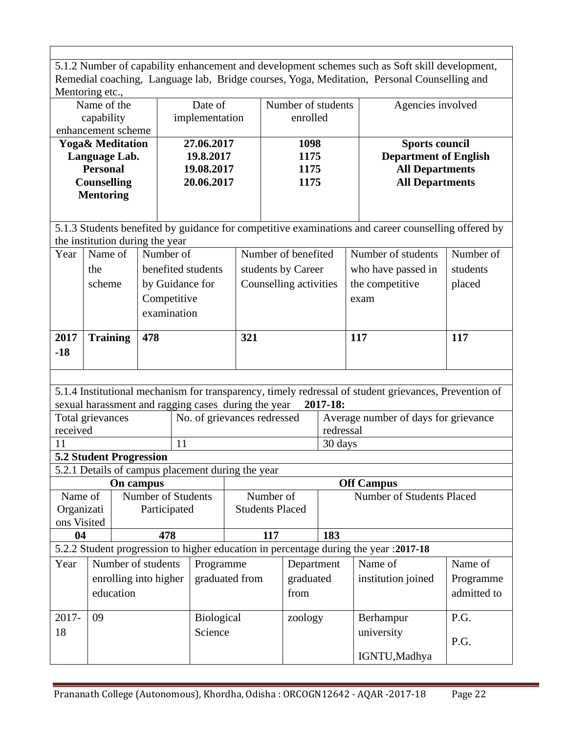5.1.2 Number of capability enhancement and development schemes such as Soft skill development, Remedial coaching, Language lab, Bridge courses, Yoga, Meditation, Personal Counselling and Mentoring etc.,

| Name of the capability enhancement scheme | Date of implementation | Number of students enrolled | Agencies involved |
|---|---|---|---|
| **Yoga& Meditation** | **27.06.2017** | **1098** | **Sports council** |
| **Language Lab.** | **19.8.2017** | **1175** | **Department of English** |
| **Personal Counselling** | **19.08.2017** | **1175** | **All Departments** |
| **Mentoring** | **20.06.2017** | **1175** | **All Departments** |

5.1.3 Students benefited by guidance for competitive examinations and career counselling offered by the institution during the year

| Year | Name of the scheme | Number of benefited students by Guidance for Competitive examination | Number of benefited students by Career Counselling activities | Number of students who have passed in the competitive exam | Number of students placed |
|---|---|---|---|---|---|
| **2017-18** | **Training** | **478** | **321** | **117** | **117** |

5.1.4 Institutional mechanism for transparency, timely redressal of student grievances, Prevention of sexual harassment and ragging cases during the year **2017-18:**

| Total grievances received | No. of grievances redressed | Average number of days for grievance redressal |
|---|---|---|
| 11 | 11 | 30 days |

**5.2 Student Progression**

5.2.1 Details of campus placement during the year

| **On campus** | | **Off Campus** | |
|---|---|---|---|
| Name of Organizations Visited | Number of Students Participated | Number of Students Placed | Number of Students Placed |
| **04** | **478** | **117** | **183** |

5.2.2 Student progression to higher education in percentage during the year :**2017-18**

| Year | Number of students enrolling into higher education | Programme graduated from | Department graduated from | Name of institution joined | Name of Programme admitted to |
|---|---|---|---|---|---|
| 2017-18 | 09 | Biological Science | zoology | Berhampur university<br>IGNTU,Madhya | P.G.<br>P.G. |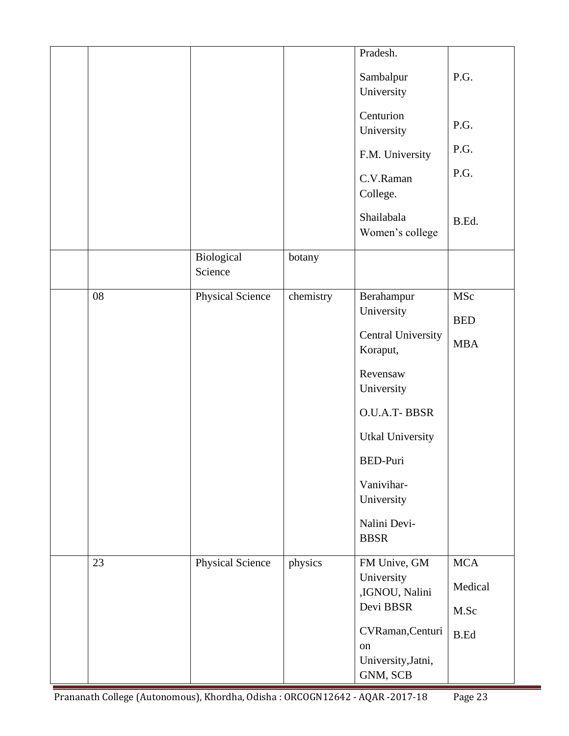| | | | | | |
|---|---|---|---|---|---|
| | | | | Pradesh.<br>Sambalpur University<br>Centurion University<br>F.M. University<br>C.V.Raman College.<br>Shailabala Women's college | P.G.<br>P.G.<br>P.G.<br>P.G.<br>B.Ed. |
| | | Biological Science | botany | | |
| | 08 | Physical Science | chemistry | Berahampur University<br>Central University Koraput,<br>Revensaw University<br>O.U.A.T- BBSR<br>Utkal University<br>BED-Puri<br>Vanivihar-University<br>Nalini Devi-BBSR | MSc<br>BED<br>MBA |
| | 23 | Physical Science | physics | FM Unive, GM University ,IGNOU, Nalini Devi BBSR<br>CVRaman,Centurion University,Jatni, GNM, SCB | MCA<br>Medical<br>M.Sc<br>B.Ed |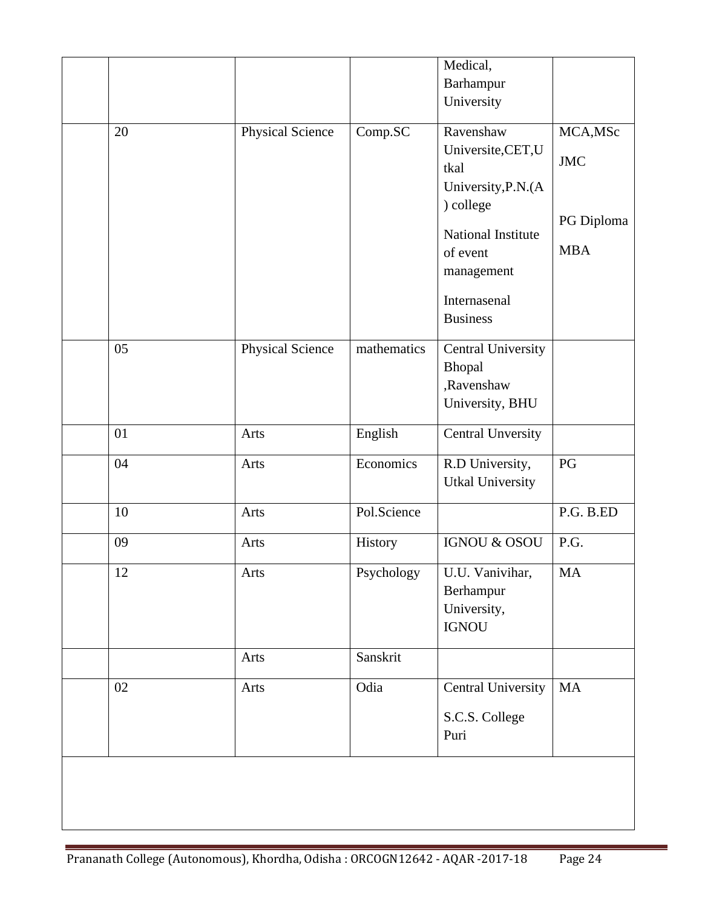| | | | | | |
|---|---|---|---|---|---|
| | | | | Medical, Barhampur University | |
| | 20 | Physical Science | Comp.SC | Ravenshaw Universite,CET,Utkal University,P.N.(A) college<br><br>National Institute of event management<br><br>Internasenal Business | MCA,MSc<br><br>JMC<br><br>PG Diploma<br><br>MBA |
| | 05 | Physical Science | mathematics | Central University Bhopal ,Ravenshaw University, BHU | |
| | 01 | Arts | English | Central Unversity | |
| | 04 | Arts | Economics | R.D University, Utkal University | PG |
| | 10 | Arts | Pol.Science | | P.G. B.ED |
| | 09 | Arts | History | IGNOU & OSOU | P.G. |
| | 12 | Arts | Psychology | U.U. Vanivihar, Berhampur University, IGNOU | MA |
| | | Arts | Sanskrit | | |
| | 02 | Arts | Odia | Central University<br><br>S.C.S. College Puri | MA |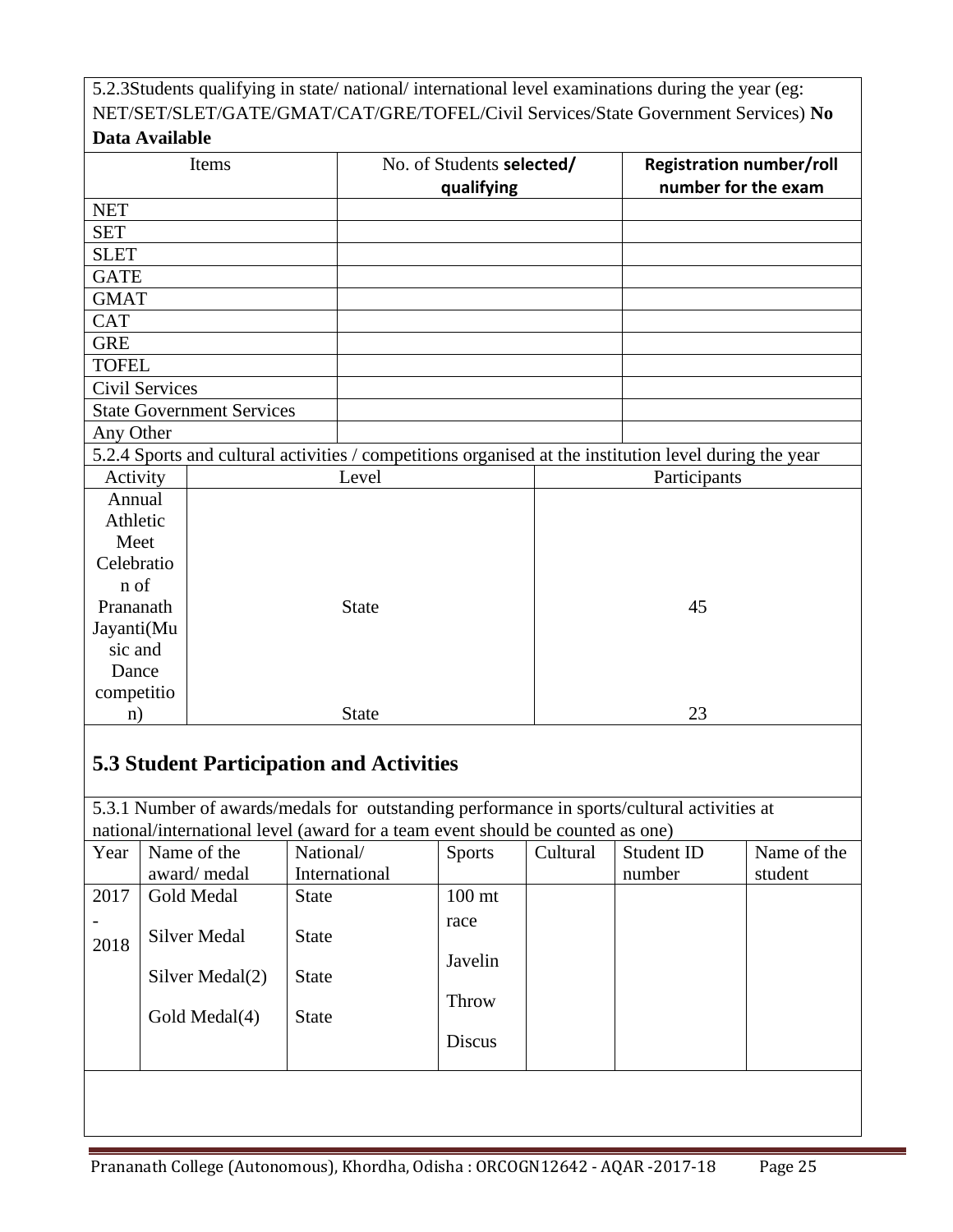5.2.3Students qualifying in state/ national/ international level examinations during the year (eg: NET/SET/SLET/GATE/GMAT/CAT/GRE/TOFEL/Civil Services/State Government Services) **No Data Available**

| Items | No. of Students **selected/ qualifying** | **Registration number/roll number for the exam** |
|---|---|---|
| NET | | |
| SET | | |
| SLET | | |
| GATE | | |
| GMAT | | |
| CAT | | |
| GRE | | |
| TOFEL | | |
| Civil Services | | |
| State Government Services | | |
| Any Other | | |

5.2.4 Sports and cultural activities / competitions organised at the institution level during the year

| Activity | Level | Participants |
|---|---|---|
| Annual Athletic Meet Celebration of Prananath Jayanti(Music and Dance competition) | State<br>State | 45<br>23 |

## 5.3 Student Participation and Activities

5.3.1 Number of awards/medals for outstanding performance in sports/cultural activities at national/international level (award for a team event should be counted as one)

| Year | Name of the award/ medal | National/ International | Sports | Cultural | Student ID number | Name of the student |
|---|---|---|---|---|---|---|
| 2017 - 2018 | Gold Medal<br>Silver Medal<br>Silver Medal(2)<br>Gold Medal(4) | State<br>State<br>State<br>State | 100 mt race<br>Javelin Throw<br>Discus | | | |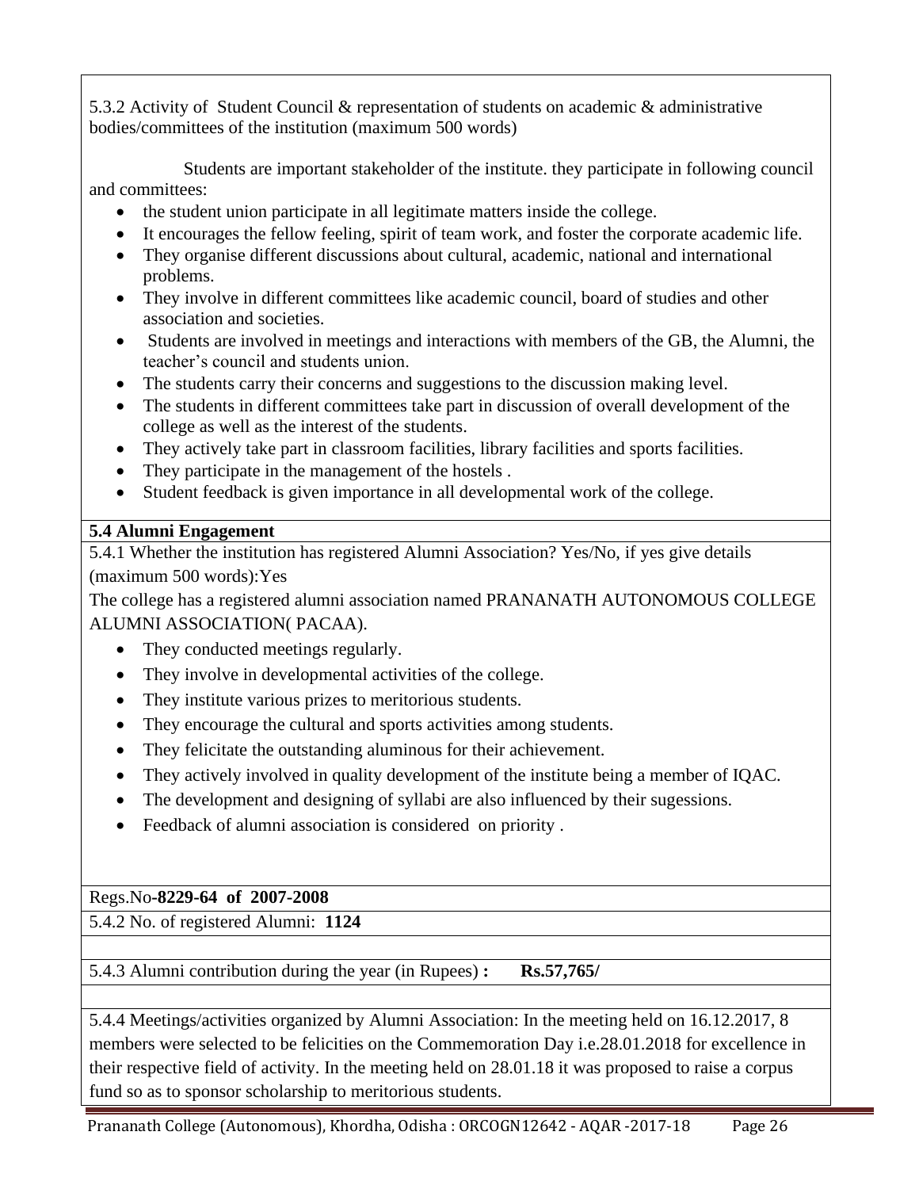5.3.2 Activity of Student Council & representation of students on academic & administrative bodies/committees of the institution (maximum 500 words)

Students are important stakeholder of the institute. they participate in following council and committees:

- the student union participate in all legitimate matters inside the college.
- It encourages the fellow feeling, spirit of team work, and foster the corporate academic life.
- They organise different discussions about cultural, academic, national and international problems.
- They involve in different committees like academic council, board of studies and other association and societies.
- Students are involved in meetings and interactions with members of the GB, the Alumni, the teacher's council and students union.
- The students carry their concerns and suggestions to the discussion making level.
- The students in different committees take part in discussion of overall development of the college as well as the interest of the students.
- They actively take part in classroom facilities, library facilities and sports facilities.
- They participate in the management of the hostels .
- Student feedback is given importance in all developmental work of the college.

**5.4 Alumni Engagement**

5.4.1 Whether the institution has registered Alumni Association? Yes/No, if yes give details (maximum 500 words):Yes

The college has a registered alumni association named PRANANATH AUTONOMOUS COLLEGE ALUMNI ASSOCIATION( PACAA).

- They conducted meetings regularly.
- They involve in developmental activities of the college.
- They institute various prizes to meritorious students.
- They encourage the cultural and sports activities among students.
- They felicitate the outstanding aluminous for their achievement.
- They actively involved in quality development of the institute being a member of IQAC.
- The development and designing of syllabi are also influenced by their sugessions.
- Feedback of alumni association is considered on priority .

Regs.No-**8229-64 of 2007-2008**

5.4.2 No. of registered Alumni: **1124**

5.4.3 Alumni contribution during the year (in Rupees) **: Rs.57,765/**

5.4.4 Meetings/activities organized by Alumni Association: In the meeting held on 16.12.2017, 8 members were selected to be felicities on the Commemoration Day i.e.28.01.2018 for excellence in their respective field of activity. In the meeting held on 28.01.18 it was proposed to raise a corpus fund so as to sponsor scholarship to meritorious students.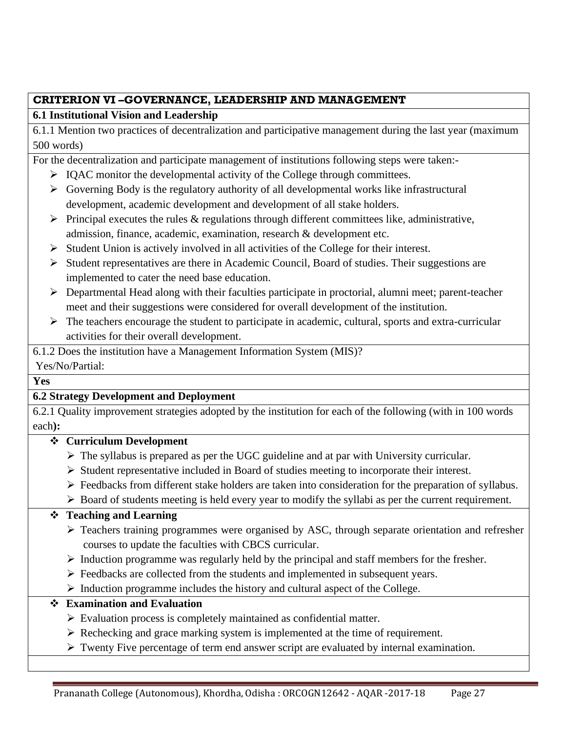## CRITERION VI –GOVERNANCE, LEADERSHIP AND MANAGEMENT

### 6.1 Institutional Vision and Leadership

6.1.1 Mention two practices of decentralization and participative management during the last year (maximum 500 words)

For the decentralization and participate management of institutions following steps were taken:-

- IQAC monitor the developmental activity of the College through committees.
- Governing Body is the regulatory authority of all developmental works like infrastructural development, academic development and development of all stake holders.
- Principal executes the rules & regulations through different committees like, administrative, admission, finance, academic, examination, research & development etc.
- Student Union is actively involved in all activities of the College for their interest.
- Student representatives are there in Academic Council, Board of studies. Their suggestions are implemented to cater the need base education.
- Departmental Head along with their faculties participate in proctorial, alumni meet; parent-teacher meet and their suggestions were considered for overall development of the institution.
- The teachers encourage the student to participate in academic, cultural, sports and extra-curricular activities for their overall development.

6.1.2 Does the institution have a Management Information System (MIS)?
Yes/No/Partial:

**Yes**

### 6.2 Strategy Development and Deployment

6.2.1 Quality improvement strategies adopted by the institution for each of the following (with in 100 words each**):**

- **Curriculum Development**
  - The syllabus is prepared as per the UGC guideline and at par with University curricular.
  - Student representative included in Board of studies meeting to incorporate their interest.
  - Feedbacks from different stake holders are taken into consideration for the preparation of syllabus.
  - Board of students meeting is held every year to modify the syllabi as per the current requirement.
- **Teaching and Learning**
  - Teachers training programmes were organised by ASC, through separate orientation and refresher courses to update the faculties with CBCS curricular.
  - Induction programme was regularly held by the principal and staff members for the fresher.
  - Feedbacks are collected from the students and implemented in subsequent years.
  - Induction programme includes the history and cultural aspect of the College.
- **Examination and Evaluation**
  - Evaluation process is completely maintained as confidential matter.
  - Rechecking and grace marking system is implemented at the time of requirement.
  - Twenty Five percentage of term end answer script are evaluated by internal examination.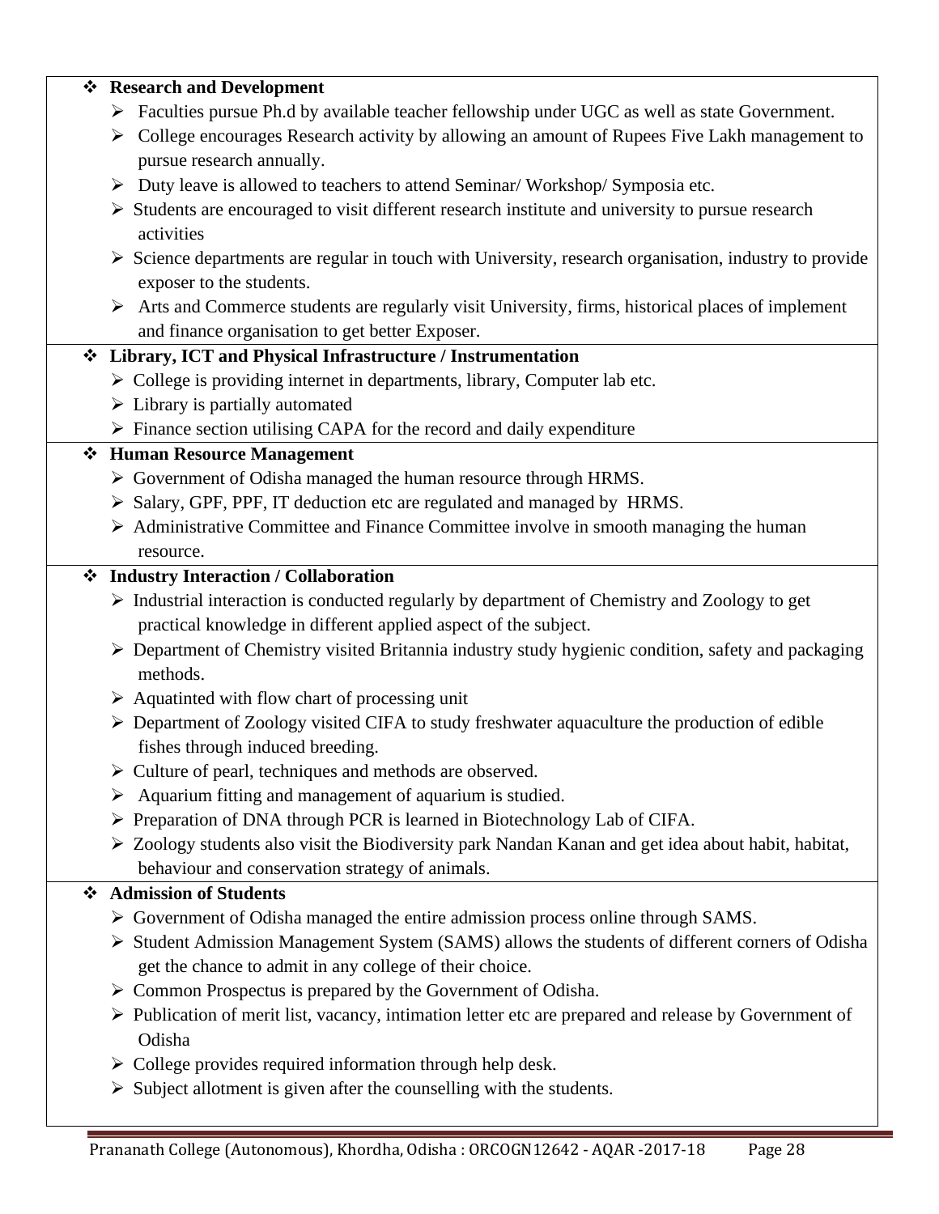- **Research and Development**
    - Faculties pursue Ph.d by available teacher fellowship under UGC as well as state Government.
    - College encourages Research activity by allowing an amount of Rupees Five Lakh management to pursue research annually.
    - Duty leave is allowed to teachers to attend Seminar/ Workshop/ Symposia etc.
    - Students are encouraged to visit different research institute and university to pursue research activities
    - Science departments are regular in touch with University, research organisation, industry to provide exposer to the students.
    - Arts and Commerce students are regularly visit University, firms, historical places of implement and finance organisation to get better Exposer.
- **Library, ICT and Physical Infrastructure / Instrumentation**
    - College is providing internet in departments, library, Computer lab etc.
    - Library is partially automated
    - Finance section utilising CAPA for the record and daily expenditure
- **Human Resource Management**
    - Government of Odisha managed the human resource through HRMS.
    - Salary, GPF, PPF, IT deduction etc are regulated and managed by HRMS.
    - Administrative Committee and Finance Committee involve in smooth managing the human resource.
- **Industry Interaction / Collaboration**
    - Industrial interaction is conducted regularly by department of Chemistry and Zoology to get practical knowledge in different applied aspect of the subject.
    - Department of Chemistry visited Britannia industry study hygienic condition, safety and packaging methods.
    - Aquatinted with flow chart of processing unit
    - Department of Zoology visited CIFA to study freshwater aquaculture the production of edible fishes through induced breeding.
    - Culture of pearl, techniques and methods are observed.
    - Aquarium fitting and management of aquarium is studied.
    - Preparation of DNA through PCR is learned in Biotechnology Lab of CIFA.
    - Zoology students also visit the Biodiversity park Nandan Kanan and get idea about habit, habitat, behaviour and conservation strategy of animals.
- **Admission of Students**
    - Government of Odisha managed the entire admission process online through SAMS.
    - Student Admission Management System (SAMS) allows the students of different corners of Odisha get the chance to admit in any college of their choice.
    - Common Prospectus is prepared by the Government of Odisha.
    - Publication of merit list, vacancy, intimation letter etc are prepared and release by Government of Odisha
    - College provides required information through help desk.
    - Subject allotment is given after the counselling with the students.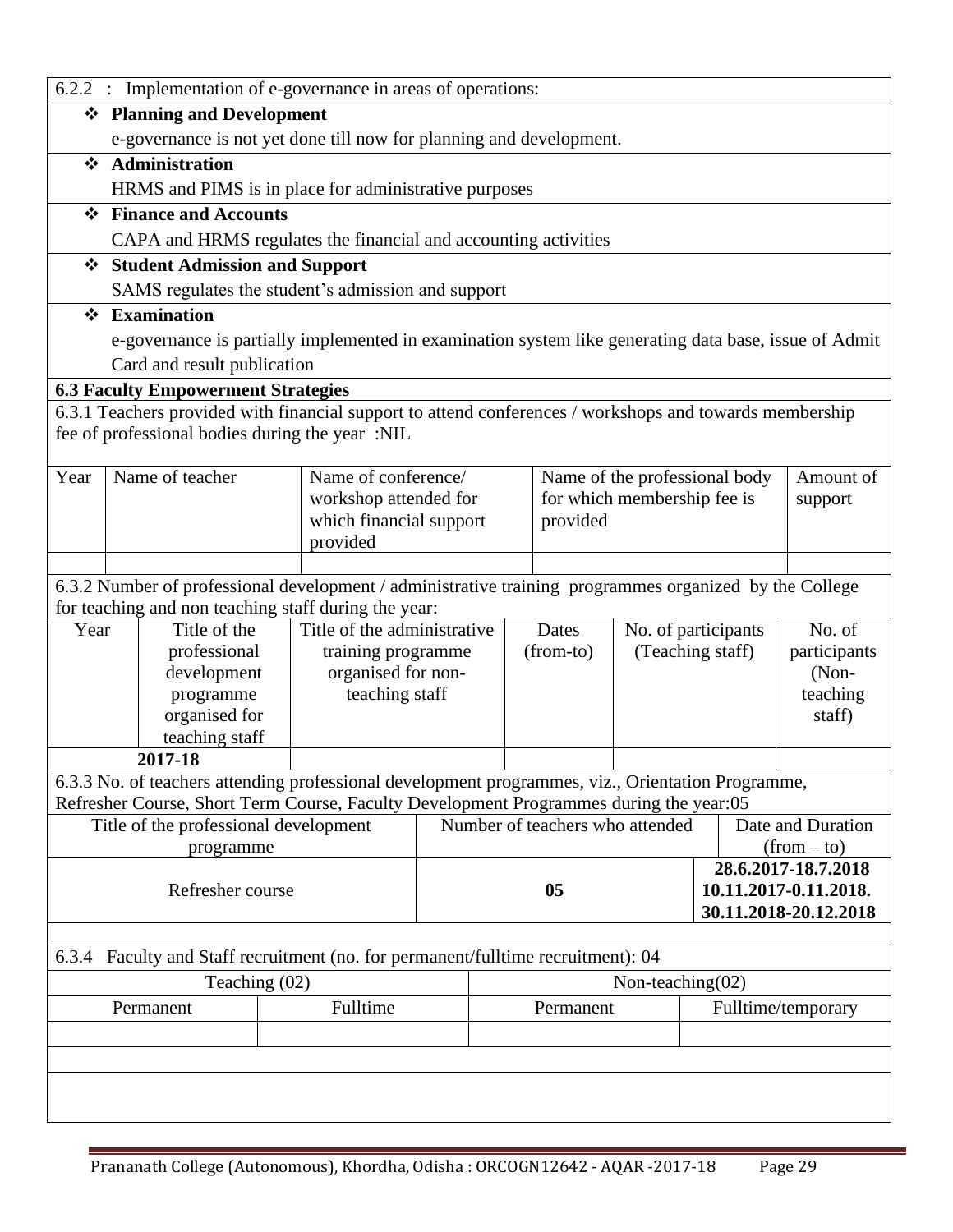6.2.2 : Implementation of e-governance in areas of operations:

- **Planning and Development**

  e-governance is not yet done till now for planning and development.

- **Administration**

  HRMS and PIMS is in place for administrative purposes

- **Finance and Accounts**

  CAPA and HRMS regulates the financial and accounting activities

- **Student Admission and Support**

  SAMS regulates the student's admission and support

- **Examination**

  e-governance is partially implemented in examination system like generating data base, issue of Admit Card and result publication

**6.3 Faculty Empowerment Strategies**

6.3.1 Teachers provided with financial support to attend conferences / workshops and towards membership fee of professional bodies during the year :NIL

| Year | Name of teacher | Name of conference/ workshop attended for which financial support provided | Name of the professional body for which membership fee is provided | Amount of support |
|---|---|---|---|---|
| | | | | |

6.3.2 Number of professional development / administrative training programmes organized by the College for teaching and non teaching staff during the year:

| Year | Title of the professional development programme organised for teaching staff | Title of the administrative training programme organised for non-teaching staff | Dates (from-to) | No. of participants (Teaching staff) | No. of participants (Non-teaching staff) |
|---|---|---|---|---|---|
| **2017-18** | | | | | |

6.3.3 No. of teachers attending professional development programmes, viz., Orientation Programme, Refresher Course, Short Term Course, Faculty Development Programmes during the year:05

| Title of the professional development programme | Number of teachers who attended | Date and Duration (from – to) |
|---|---|---|
| Refresher course | **05** | **28.6.2017-18.7.2018**<br>**10.11.2017-0.11.2018.**<br>**30.11.2018-20.12.2018** |

6.3.4 Faculty and Staff recruitment (no. for permanent/fulltime recruitment): 04

| Teaching (02) | | Non-teaching(02) | |
|---|---|---|---|
| Permanent | Fulltime | Permanent | Fulltime/temporary |
| | | | |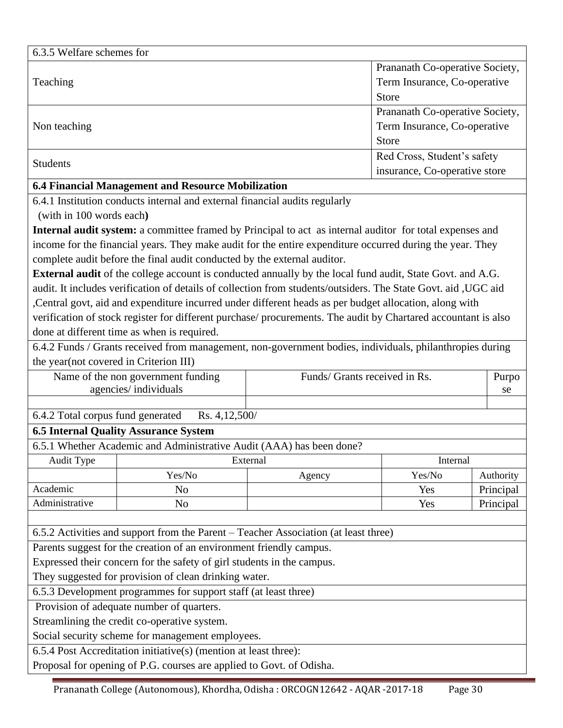| 6.3.5 Welfare schemes for | |
|---|---|
| Teaching | Prananath Co-operative Society, Term Insurance, Co-operative Store |
| Non teaching | Prananath Co-operative Society, Term Insurance, Co-operative Store |
| Students | Red Cross, Student's safety insurance, Co-operative store |

**6.4 Financial Management and Resource Mobilization**

6.4.1 Institution conducts internal and external financial audits regularly (with in 100 words each**)**

**Internal audit system:** a committee framed by Principal to act as internal auditor for total expenses and income for the financial years. They make audit for the entire expenditure occurred during the year. They complete audit before the final audit conducted by the external auditor.

**External audit** of the college account is conducted annually by the local fund audit, State Govt. and A.G. audit. It includes verification of details of collection from students/outsiders. The State Govt. aid ,UGC aid ,Central govt, aid and expenditure incurred under different heads as per budget allocation, along with verification of stock register for different purchase/ procurements. The audit by Chartared accountant is also done at different time as when is required.

6.4.2 Funds / Grants received from management, non-government bodies, individuals, philanthropies during the year(not covered in Criterion III)

| Name of the non government funding agencies/ individuals | Funds/ Grants received in Rs. | Purpose |
|---|---|---|
| | | |

6.4.2 Total corpus fund generated Rs. 4,12,500/

**6.5 Internal Quality Assurance System**

6.5.1 Whether Academic and Administrative Audit (AAA) has been done?

| Audit Type | External | | Internal | |
|---|---|---|---|---|
| | Yes/No | Agency | Yes/No | Authority |
| Academic | No | | Yes | Principal |
| Administrative | No | | Yes | Principal |

6.5.2 Activities and support from the Parent – Teacher Association (at least three)

Parents suggest for the creation of an environment friendly campus.

Expressed their concern for the safety of girl students in the campus.

They suggested for provision of clean drinking water.

6.5.3 Development programmes for support staff (at least three)

Provision of adequate number of quarters.

Streamlining the credit co-operative system.

Social security scheme for management employees.

6.5.4 Post Accreditation initiative(s) (mention at least three):

Proposal for opening of P.G. courses are applied to Govt. of Odisha.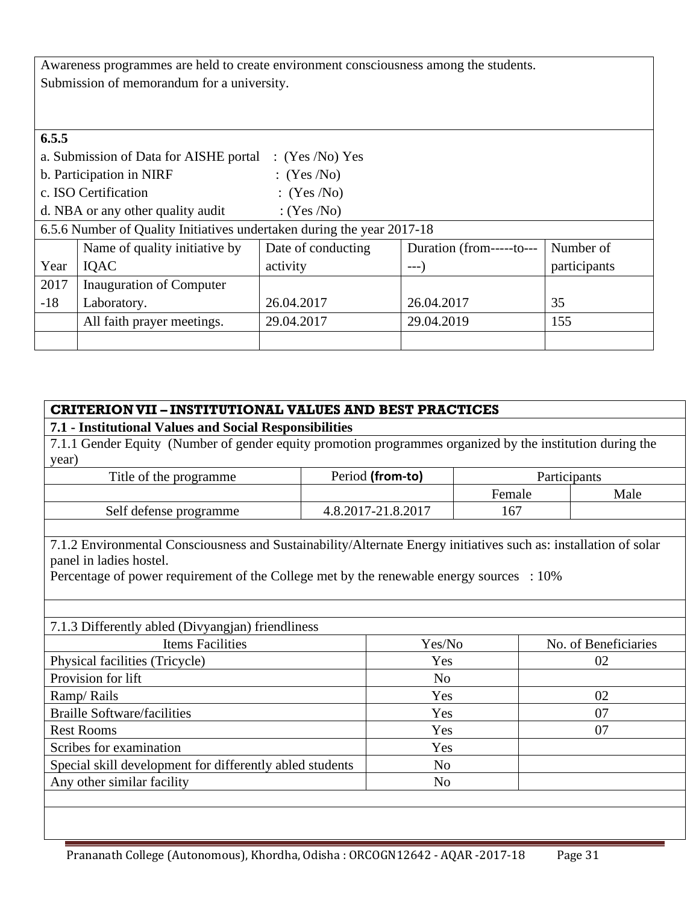Awareness programmes are held to create environment consciousness among the students.
Submission of memorandum for a university.

**6.5.5**

a. Submission of Data for AISHE portal : (Yes /No) Yes
b. Participation in NIRF : (Yes /No)
c. ISO Certification : (Yes /No)
d. NBA or any other quality audit : (Yes /No)

6.5.6 Number of Quality Initiatives undertaken during the year 2017-18

| Year | Name of quality initiative by IQAC | Date of conducting activity | Duration (from-----to------) | Number of participants |
|---|---|---|---|---|
| 2017-18 | Inauguration of Computer Laboratory. | 26.04.2017 | 26.04.2017 | 35 |
| | All faith prayer meetings. | 29.04.2017 | 29.04.2019 | 155 |
| | | | | |

## CRITERION VII – INSTITUTIONAL VALUES AND BEST PRACTICES

**7.1 - Institutional Values and Social Responsibilities**

7.1.1 Gender Equity (Number of gender equity promotion programmes organized by the institution during the year)

| Title of the programme | Period **(from-to)** | Participants | |
|---|---|---|---|
| | | Female | Male |
| Self defense programme | 4.8.2017-21.8.2017 | 167 | |

7.1.2 Environmental Consciousness and Sustainability/Alternate Energy initiatives such as: installation of solar panel in ladies hostel.
Percentage of power requirement of the College met by the renewable energy sources : 10%

7.1.3 Differently abled (Divyangjan) friendliness

| Items Facilities | Yes/No | No. of Beneficiaries |
|---|---|---|
| Physical facilities (Tricycle) | Yes | 02 |
| Provision for lift | No | |
| Ramp/ Rails | Yes | 02 |
| Braille Software/facilities | Yes | 07 |
| Rest Rooms | Yes | 07 |
| Scribes for examination | Yes | |
| Special skill development for differently abled students | No | |
| Any other similar facility | No | |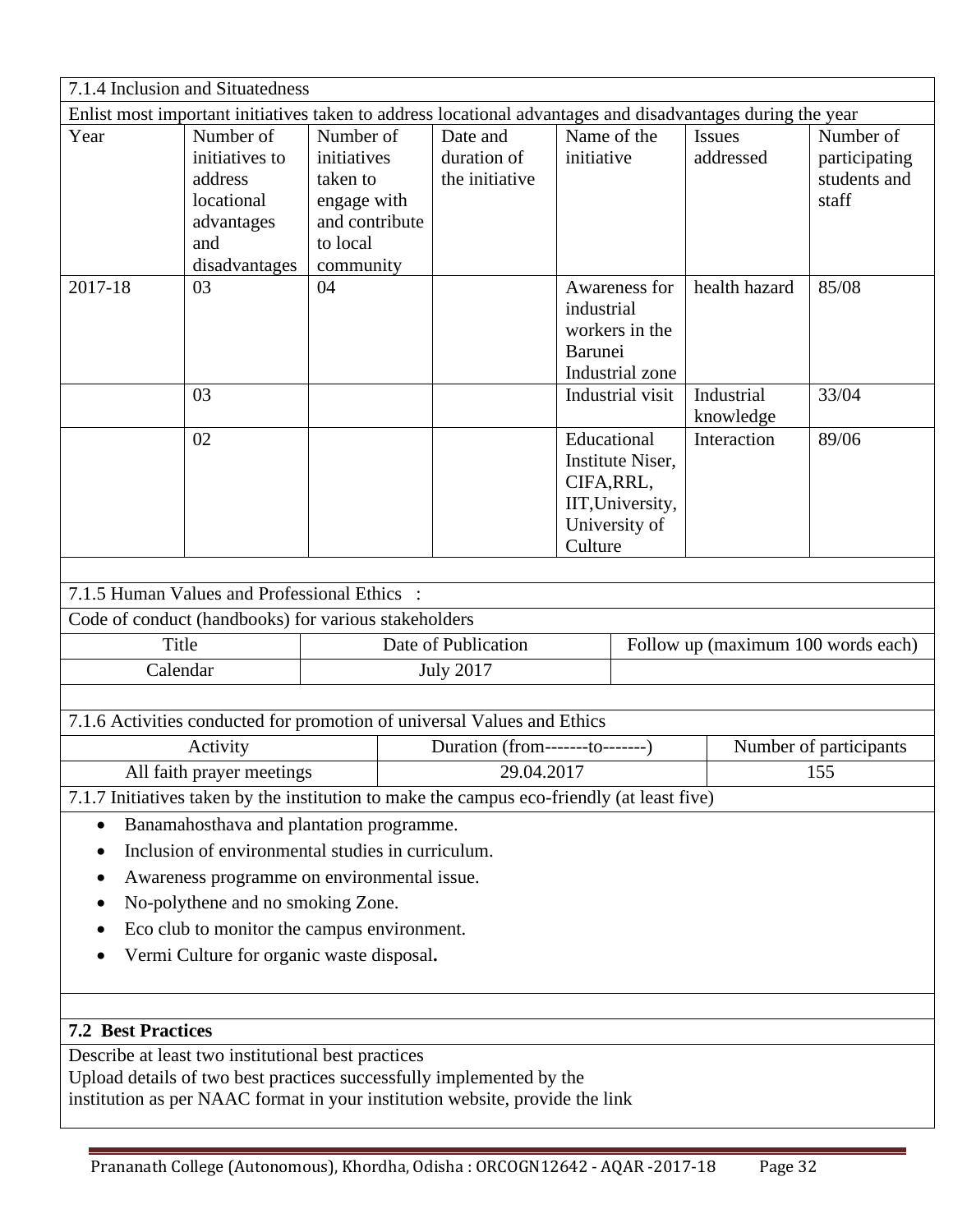### 7.1.4 Inclusion and Situatedness

Enlist most important initiatives taken to address locational advantages and disadvantages during the year

| Year | Number of initiatives to address locational advantages and disadvantages | Number of initiatives taken to engage with and contribute to local community | Date and duration of the initiative | Name of the initiative | Issues addressed | Number of participating students and staff |
|---|---|---|---|---|---|---|
| 2017-18 | 03 | 04 | | Awareness for industrial workers in the Barunei Industrial zone | health hazard | 85/08 |
| | 03 | | | Industrial visit | Industrial knowledge | 33/04 |
| | 02 | | | Educational Institute Niser, CIFA,RRL, IIT,University, University of Culture | Interaction | 89/06 |

### 7.1.5 Human Values and Professional Ethics :

Code of conduct (handbooks) for various stakeholders

| Title | Date of Publication | Follow up (maximum 100 words each) |
|---|---|---|
| Calendar | July 2017 | |

### 7.1.6 Activities conducted for promotion of universal Values and Ethics

| Activity | Duration (from-------to-------) | Number of participants |
|---|---|---|
| All faith prayer meetings | 29.04.2017 | 155 |

### 7.1.7 Initiatives taken by the institution to make the campus eco-friendly (at least five)

- Banamahosthava and plantation programme.
- Inclusion of environmental studies in curriculum.
- Awareness programme on environmental issue.
- No-polythene and no smoking Zone.
- Eco club to monitor the campus environment.
- Vermi Culture for organic waste disposal**.**

## 7.2 Best Practices

Describe at least two institutional best practices
Upload details of two best practices successfully implemented by the institution as per NAAC format in your institution website, provide the link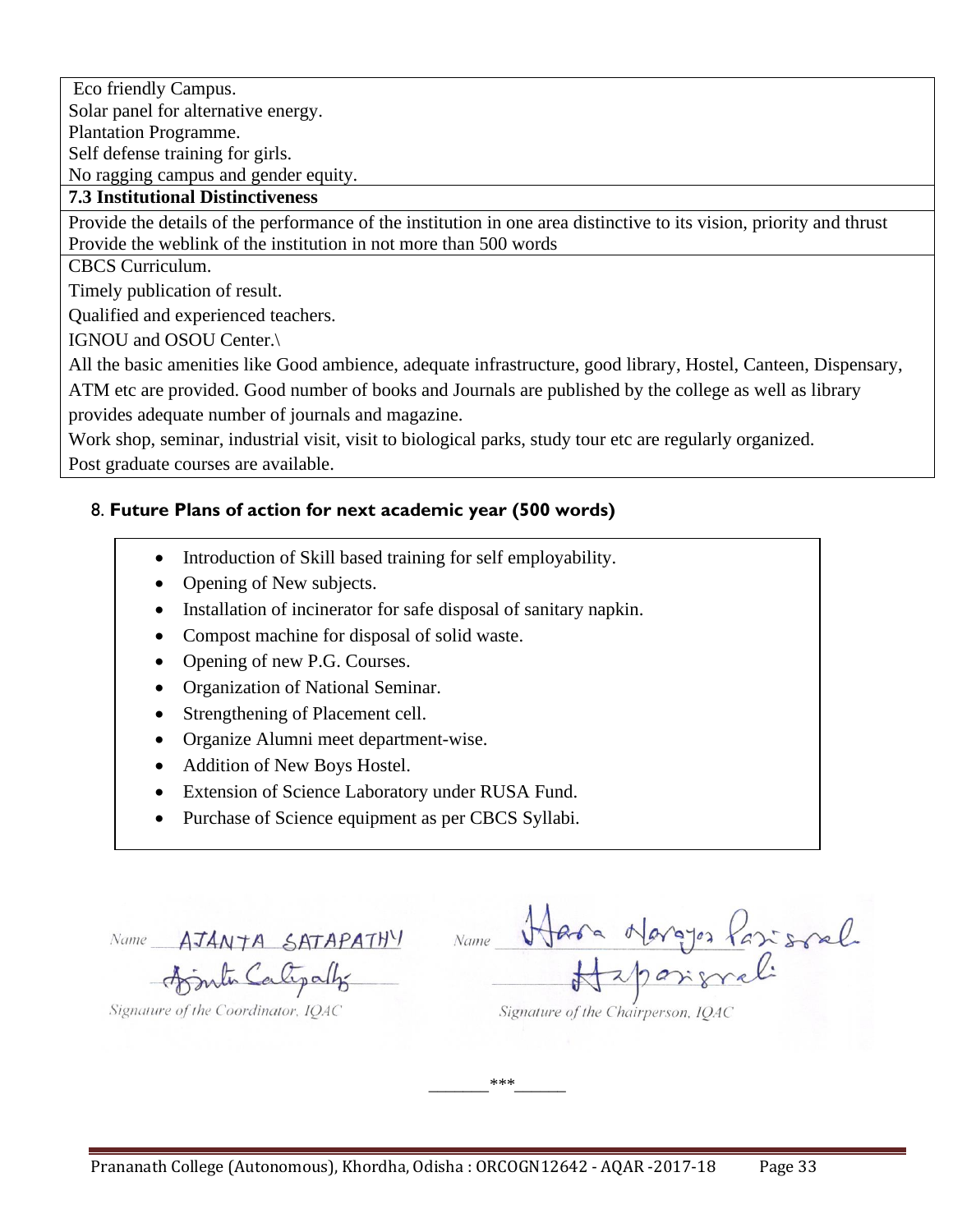Eco friendly Campus.
Solar panel for alternative energy.
Plantation Programme.
Self defense training for girls.
No ragging campus and gender equity.

**7.3 Institutional Distinctiveness**

Provide the details of the performance of the institution in one area distinctive to its vision, priority and thrust
Provide the weblink of the institution in not more than 500 words

CBCS Curriculum.

Timely publication of result.

Qualified and experienced teachers.

IGNOU and OSOU Center.\

All the basic amenities like Good ambience, adequate infrastructure, good library, Hostel, Canteen, Dispensary, ATM etc are provided. Good number of books and Journals are published by the college as well as library provides adequate number of journals and magazine.

Work shop, seminar, industrial visit, visit to biological parks, study tour etc are regularly organized.

Post graduate courses are available.

## 8. Future Plans of action for next academic year (500 words)

- Introduction of Skill based training for self employability.
- Opening of New subjects.
- Installation of incinerator for safe disposal of sanitary napkin.
- Compost machine for disposal of solid waste.
- Opening of new P.G. Courses.
- Organization of National Seminar.
- Strengthening of Placement cell.
- Organize Alumni meet department-wise.
- Addition of New Boys Hostel.
- Extension of Science Laboratory under RUSA Fund.
- Purchase of Science equipment as per CBCS Syllabi.

Name AJANTA SATAPATHY
Signature of the Coordinator, IQAC

Name Hara Narayan Parisal
Signature of the Chairperson, IQAC

\_\_\_\_\_\_\_\*\*\*\_\_\_\_\_\_